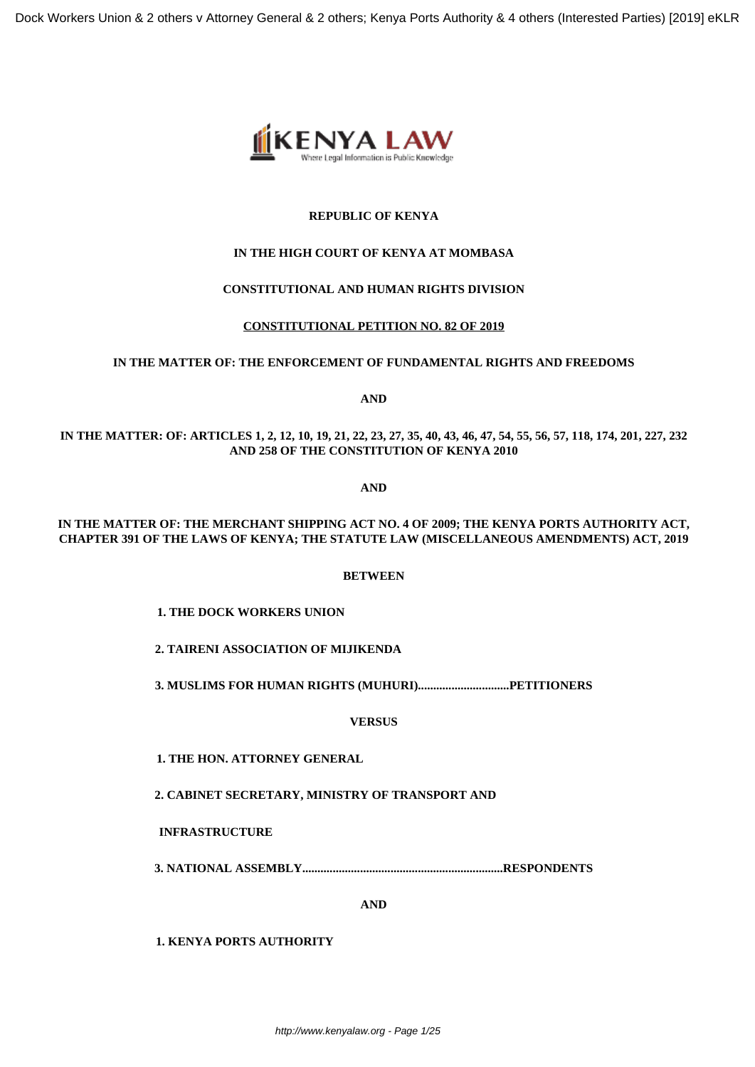**REPUBLIC OF KENYA**

**IN THE HIGH COURT OF KENYA AT MOMBASA**

**CONSTITUTIONAL AND HUMAN RIGHTS DIVISION**

**CONSTITUTIONAL PETITION NO. 82 OF 2019**

**IN THE MATTER OF: THE ENFORCEMENT OF FUNDAMENTAL RIGHTS AND FREEDOMS**

**AND**

**IN THE MATTER: OF: ARTICLES 1, 2, 12, 10, 19, 21, 22, 23, 27, 35, 40, 43, 46, 47, 54, 55, 56, 57, 118, 174, 201, 227, 232 AND 258 OF THE CONSTITUTION OF KENYA 2010**

**AND**

**IN THE MATTER OF: THE MERCHANT SHIPPING ACT NO. 4 OF 2009; THE KENYA PORTS AUTHORITY ACT, CHAPTER 391 OF THE LAWS OF KENYA; THE STATUTE LAW (MISCELLANEOUS AMENDMENTS) ACT, 2019**

**BETWEEN**

**1. THE DOCK WORKERS UNION**

**2. TAIRENI ASSOCIATION OF MIJIKENDA**

**3. MUSLIMS FOR HUMAN RIGHTS (MUHURI)..............................PETITIONERS**

**VERSUS**

**1. THE HON. ATTORNEY GENERAL**

**2. CABINET SECRETARY, MINISTRY OF TRANSPORT AND INFRASTRUCTURE**

**3. NATIONAL ASSEMBLY.................................................................RESPONDENTS**

**AND**

**1. KENYA PORTS AUTHORITY**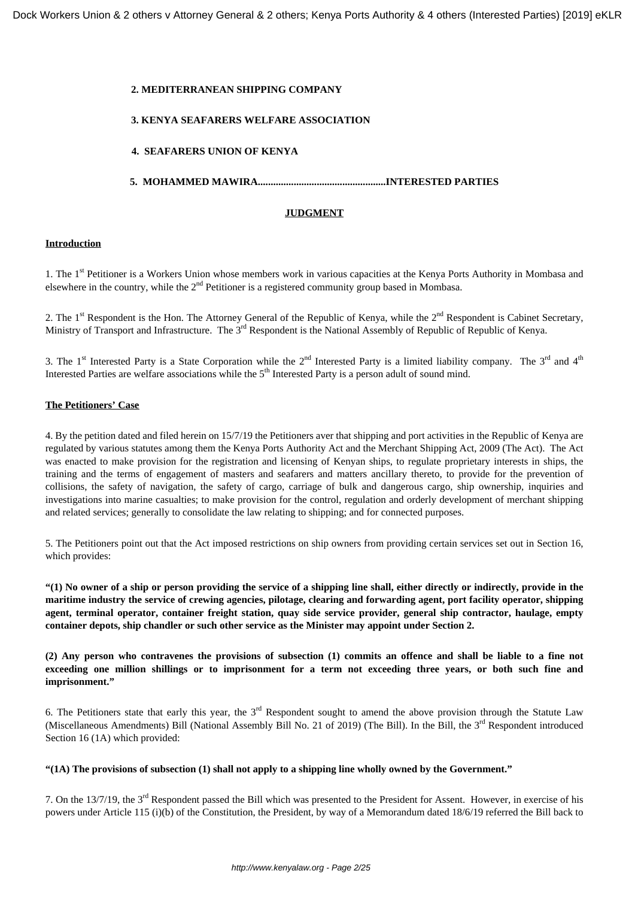**2. MEDITERRANEAN SHIPPING COMPANY**

**3. KENYA SEAFARERS WELFARE ASSOCIATION**

**4. SEAFARERS UNION OF KENYA**

**5. MOHAMMED MAWIRA.................................................INTERESTED PARTIES**

**JUDGMENT**

**Introduction**

1. The 1st Petitioner is a Workers Union whose members work in various capacities at the Kenya Ports Authority in Mombasa and elsewhere in the country, while the 2nd Petitioner is a registered community group based in Mombasa.

2. The 1st Respondent is the Hon. The Attorney General of the Republic of Kenya, while the 2nd Respondent is Cabinet Secretary, Ministry of Transport and Infrastructure. The 3rd Respondent is the National Assembly of Republic of Republic of Kenya.

3. The 1st Interested Party is a State Corporation while the 2nd Interested Party is a limited liability company. The 3rd and 4th Interested Parties are welfare associations while the 5th Interested Party is a person adult of sound mind.

**The Petitioners' Case**

4. By the petition dated and filed herein on 15/7/19 the Petitioners aver that shipping and port activities in the Republic of Kenya are regulated by various statutes among them the Kenya Ports Authority Act and the Merchant Shipping Act, 2009 (The Act). The Act was enacted to make provision for the registration and licensing of Kenyan ships, to regulate proprietary interests in ships, the training and the terms of engagement of masters and seafarers and matters ancillary thereto, to provide for the prevention of collisions, the safety of navigation, the safety of cargo, carriage of bulk and dangerous cargo, ship ownership, inquiries and investigations into marine casualties; to make provision for the control, regulation and orderly development of merchant shipping and related services; generally to consolidate the law relating to shipping; and for connected purposes.

5. The Petitioners point out that the Act imposed restrictions on ship owners from providing certain services set out in Section 16, which provides:

**"(1) No owner of a ship or person providing the service of a shipping line shall, either directly or indirectly, provide in the maritime industry the service of crewing agencies, pilotage, clearing and forwarding agent, port facility operator, shipping agent, terminal operator, container freight station, quay side service provider, general ship contractor, haulage, empty container depots, ship chandler or such other service as the Minister may appoint under Section 2.**

**(2) Any person who contravenes the provisions of subsection (1) commits an offence and shall be liable to a fine not exceeding one million shillings or to imprisonment for a term not exceeding three years, or both such fine and imprisonment."**

6. The Petitioners state that early this year, the 3rd Respondent sought to amend the above provision through the Statute Law (Miscellaneous Amendments) Bill (National Assembly Bill No. 21 of 2019) (The Bill). In the Bill, the 3rd Respondent introduced Section 16 (1A) which provided:

**"(1A) The provisions of subsection (1) shall not apply to a shipping line wholly owned by the Government."**

7. On the 13/7/19, the 3rd Respondent passed the Bill which was presented to the President for Assent. However, in exercise of his powers under Article 115 (i)(b) of the Constitution, the President, by way of a Memorandum dated 18/6/19 referred the Bill back to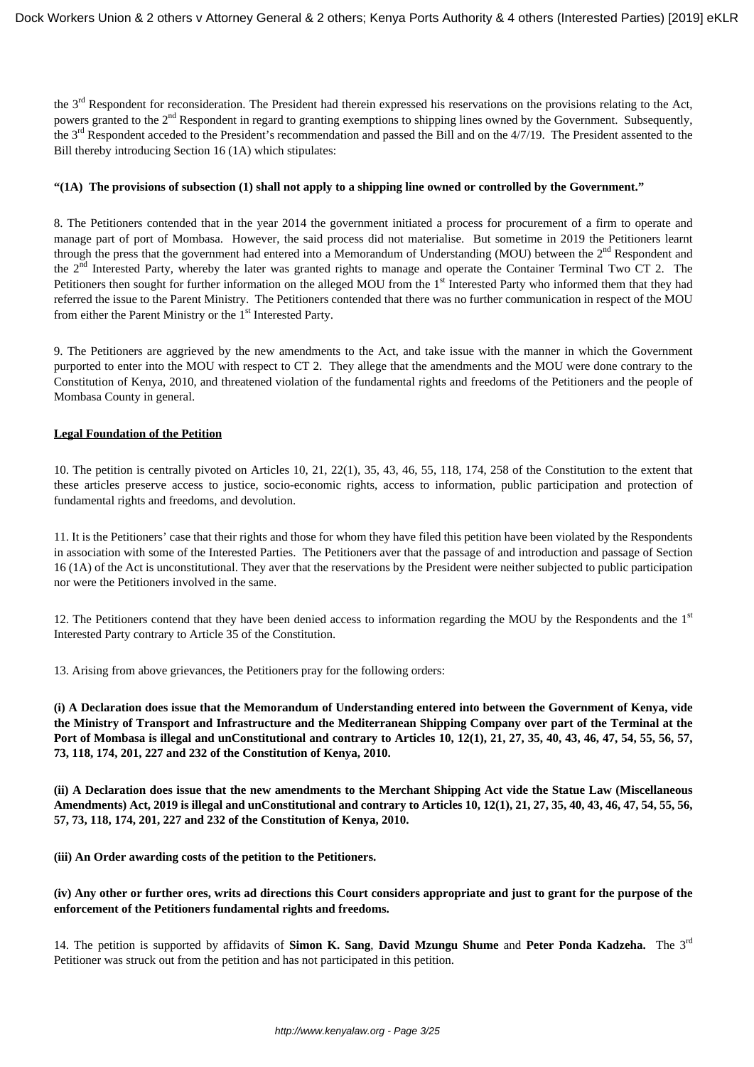the 3rd Respondent for reconsideration. The President had therein expressed his reservations on the provisions relating to the Act, powers granted to the 2nd Respondent in regard to granting exemptions to shipping lines owned by the Government. Subsequently, the 3rd Respondent acceded to the President's recommendation and passed the Bill and on the 4/7/19. The President assented to the Bill thereby introducing Section 16 (1A) which stipulates:

**"(1A) The provisions of subsection (1) shall not apply to a shipping line owned or controlled by the Government."**

8. The Petitioners contended that in the year 2014 the government initiated a process for procurement of a firm to operate and manage part of port of Mombasa. However, the said process did not materialise. But sometime in 2019 the Petitioners learnt through the press that the government had entered into a Memorandum of Understanding (MOU) between the 2nd Respondent and the 2nd Interested Party, whereby the later was granted rights to manage and operate the Container Terminal Two CT 2. The Petitioners then sought for further information on the alleged MOU from the 1st Interested Party who informed them that they had referred the issue to the Parent Ministry. The Petitioners contended that there was no further communication in respect of the MOU from either the Parent Ministry or the 1st Interested Party.

9. The Petitioners are aggrieved by the new amendments to the Act, and take issue with the manner in which the Government purported to enter into the MOU with respect to CT 2. They allege that the amendments and the MOU were done contrary to the Constitution of Kenya, 2010, and threatened violation of the fundamental rights and freedoms of the Petitioners and the people of Mombasa County in general.

**Legal Foundation of the Petition**

10. The petition is centrally pivoted on Articles 10, 21, 22(1), 35, 43, 46, 55, 118, 174, 258 of the Constitution to the extent that these articles preserve access to justice, socio-economic rights, access to information, public participation and protection of fundamental rights and freedoms, and devolution.

11. It is the Petitioners' case that their rights and those for whom they have filed this petition have been violated by the Respondents in association with some of the Interested Parties. The Petitioners aver that the passage of and introduction and passage of Section 16 (1A) of the Act is unconstitutional. They aver that the reservations by the President were neither subjected to public participation nor were the Petitioners involved in the same.

12. The Petitioners contend that they have been denied access to information regarding the MOU by the Respondents and the 1st Interested Party contrary to Article 35 of the Constitution.

13. Arising from above grievances, the Petitioners pray for the following orders:

**(i) A Declaration does issue that the Memorandum of Understanding entered into between the Government of Kenya, vide the Ministry of Transport and Infrastructure and the Mediterranean Shipping Company over part of the Terminal at the Port of Mombasa is illegal and unConstitutional and contrary to Articles 10, 12(1), 21, 27, 35, 40, 43, 46, 47, 54, 55, 56, 57, 73, 118, 174, 201, 227 and 232 of the Constitution of Kenya, 2010.**

**(ii) A Declaration does issue that the new amendments to the Merchant Shipping Act vide the Statue Law (Miscellaneous Amendments) Act, 2019 is illegal and unConstitutional and contrary to Articles 10, 12(1), 21, 27, 35, 40, 43, 46, 47, 54, 55, 56, 57, 73, 118, 174, 201, 227 and 232 of the Constitution of Kenya, 2010.**

**(iii) An Order awarding costs of the petition to the Petitioners.**

**(iv) Any other or further ores, writs ad directions this Court considers appropriate and just to grant for the purpose of the enforcement of the Petitioners fundamental rights and freedoms.**

14. The petition is supported by affidavits of **Simon K. Sang**, **David Mzungu Shume** and **Peter Ponda Kadzeha.** The 3rd Petitioner was struck out from the petition and has not participated in this petition.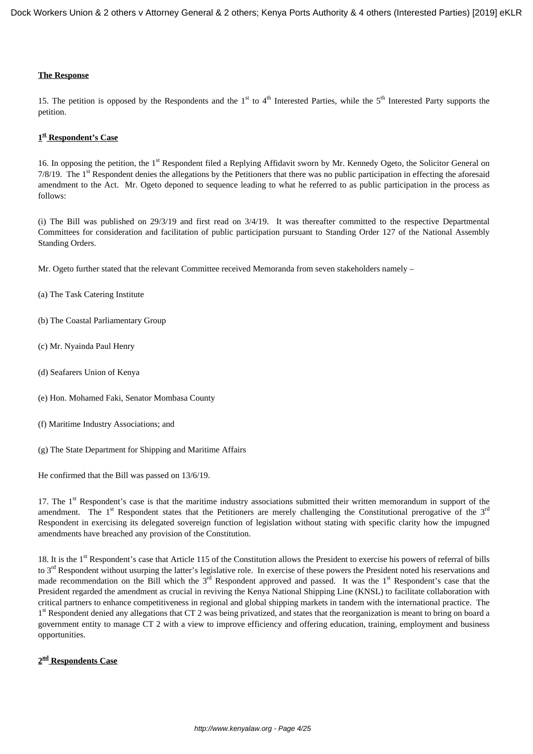**The Response**

15. The petition is opposed by the Respondents and the 1st to 4th Interested Parties, while the 5th Interested Party supports the petition.

**1st Respondent's Case**

16. In opposing the petition, the 1st Respondent filed a Replying Affidavit sworn by Mr. Kennedy Ogeto, the Solicitor General on 7/8/19. The 1st Respondent denies the allegations by the Petitioners that there was no public participation in effecting the aforesaid amendment to the Act. Mr. Ogeto deponed to sequence leading to what he referred to as public participation in the process as follows:

(i) The Bill was published on 29/3/19 and first read on 3/4/19. It was thereafter committed to the respective Departmental Committees for consideration and facilitation of public participation pursuant to Standing Order 127 of the National Assembly Standing Orders.

Mr. Ogeto further stated that the relevant Committee received Memoranda from seven stakeholders namely –

(a) The Task Catering Institute

(b) The Coastal Parliamentary Group

(c) Mr. Nyainda Paul Henry

(d) Seafarers Union of Kenya

(e) Hon. Mohamed Faki, Senator Mombasa County

(f) Maritime Industry Associations; and

(g) The State Department for Shipping and Maritime Affairs

He confirmed that the Bill was passed on 13/6/19.

17. The 1st Respondent's case is that the maritime industry associations submitted their written memorandum in support of the amendment. The 1st Respondent states that the Petitioners are merely challenging the Constitutional prerogative of the 3rd Respondent in exercising its delegated sovereign function of legislation without stating with specific clarity how the impugned amendments have breached any provision of the Constitution.

18. It is the 1st Respondent's case that Article 115 of the Constitution allows the President to exercise his powers of referral of bills to 3rd Respondent without usurping the latter's legislative role. In exercise of these powers the President noted his reservations and made recommendation on the Bill which the 3rd Respondent approved and passed. It was the 1st Respondent's case that the President regarded the amendment as crucial in reviving the Kenya National Shipping Line (KNSL) to facilitate collaboration with critical partners to enhance competitiveness in regional and global shipping markets in tandem with the international practice. The 1st Respondent denied any allegations that CT 2 was being privatized, and states that the reorganization is meant to bring on board a government entity to manage CT 2 with a view to improve efficiency and offering education, training, employment and business opportunities.

**2nd Respondents Case**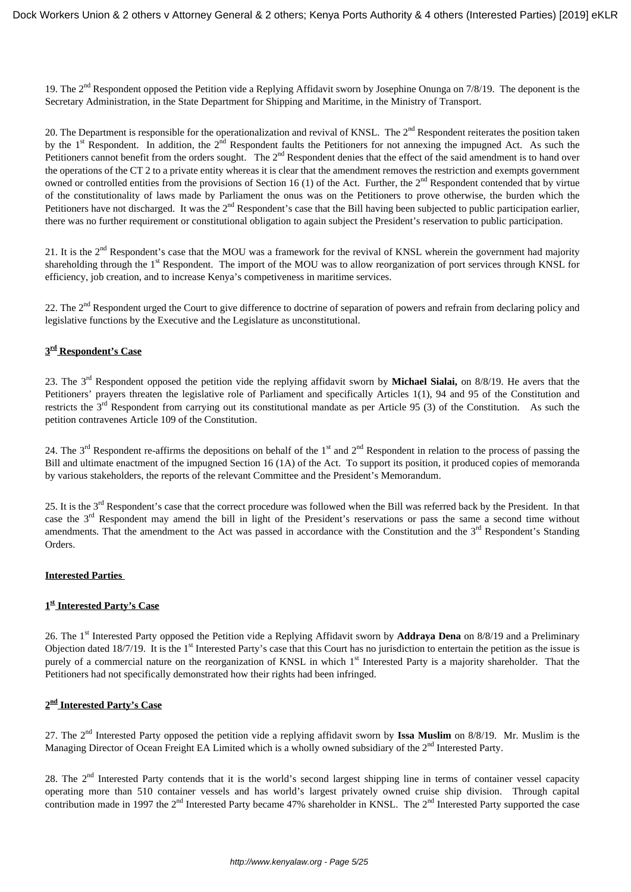19. The 2nd Respondent opposed the Petition vide a Replying Affidavit sworn by Josephine Onunga on 7/8/19. The deponent is the Secretary Administration, in the State Department for Shipping and Maritime, in the Ministry of Transport.

20. The Department is responsible for the operationalization and revival of KNSL. The 2nd Respondent reiterates the position taken by the 1st Respondent. In addition, the 2nd Respondent faults the Petitioners for not annexing the impugned Act. As such the Petitioners cannot benefit from the orders sought. The 2nd Respondent denies that the effect of the said amendment is to hand over the operations of the CT 2 to a private entity whereas it is clear that the amendment removes the restriction and exempts government owned or controlled entities from the provisions of Section 16 (1) of the Act. Further, the 2nd Respondent contended that by virtue of the constitutionality of laws made by Parliament the onus was on the Petitioners to prove otherwise, the burden which the Petitioners have not discharged. It was the 2nd Respondent's case that the Bill having been subjected to public participation earlier, there was no further requirement or constitutional obligation to again subject the President's reservation to public participation.

21. It is the 2nd Respondent's case that the MOU was a framework for the revival of KNSL wherein the government had majority shareholding through the 1st Respondent. The import of the MOU was to allow reorganization of port services through KNSL for efficiency, job creation, and to increase Kenya's competiveness in maritime services.

22. The 2nd Respondent urged the Court to give difference to doctrine of separation of powers and refrain from declaring policy and legislative functions by the Executive and the Legislature as unconstitutional.

**3rd Respondent's Case**

23. The 3rd Respondent opposed the petition vide the replying affidavit sworn by **Michael Sialai,** on 8/8/19. He avers that the Petitioners' prayers threaten the legislative role of Parliament and specifically Articles 1(1), 94 and 95 of the Constitution and restricts the 3rd Respondent from carrying out its constitutional mandate as per Article 95 (3) of the Constitution. As such the petition contravenes Article 109 of the Constitution.

24. The 3rd Respondent re-affirms the depositions on behalf of the 1st and 2nd Respondent in relation to the process of passing the Bill and ultimate enactment of the impugned Section 16 (1A) of the Act. To support its position, it produced copies of memoranda by various stakeholders, the reports of the relevant Committee and the President's Memorandum.

25. It is the 3rd Respondent's case that the correct procedure was followed when the Bill was referred back by the President. In that case the 3rd Respondent may amend the bill in light of the President's reservations or pass the same a second time without amendments. That the amendment to the Act was passed in accordance with the Constitution and the 3rd Respondent's Standing Orders.

**Interested Parties**

**1st Interested Party's Case**

26. The 1st Interested Party opposed the Petition vide a Replying Affidavit sworn by **Addraya Dena** on 8/8/19 and a Preliminary Objection dated 18/7/19. It is the 1st Interested Party's case that this Court has no jurisdiction to entertain the petition as the issue is purely of a commercial nature on the reorganization of KNSL in which 1st Interested Party is a majority shareholder. That the Petitioners had not specifically demonstrated how their rights had been infringed.

**2nd Interested Party's Case**

27. The 2nd Interested Party opposed the petition vide a replying affidavit sworn by **Issa Muslim** on 8/8/19. Mr. Muslim is the Managing Director of Ocean Freight EA Limited which is a wholly owned subsidiary of the 2nd Interested Party.

28. The 2nd Interested Party contends that it is the world's second largest shipping line in terms of container vessel capacity operating more than 510 container vessels and has world's largest privately owned cruise ship division. Through capital contribution made in 1997 the 2nd Interested Party became 47% shareholder in KNSL. The 2nd Interested Party supported the case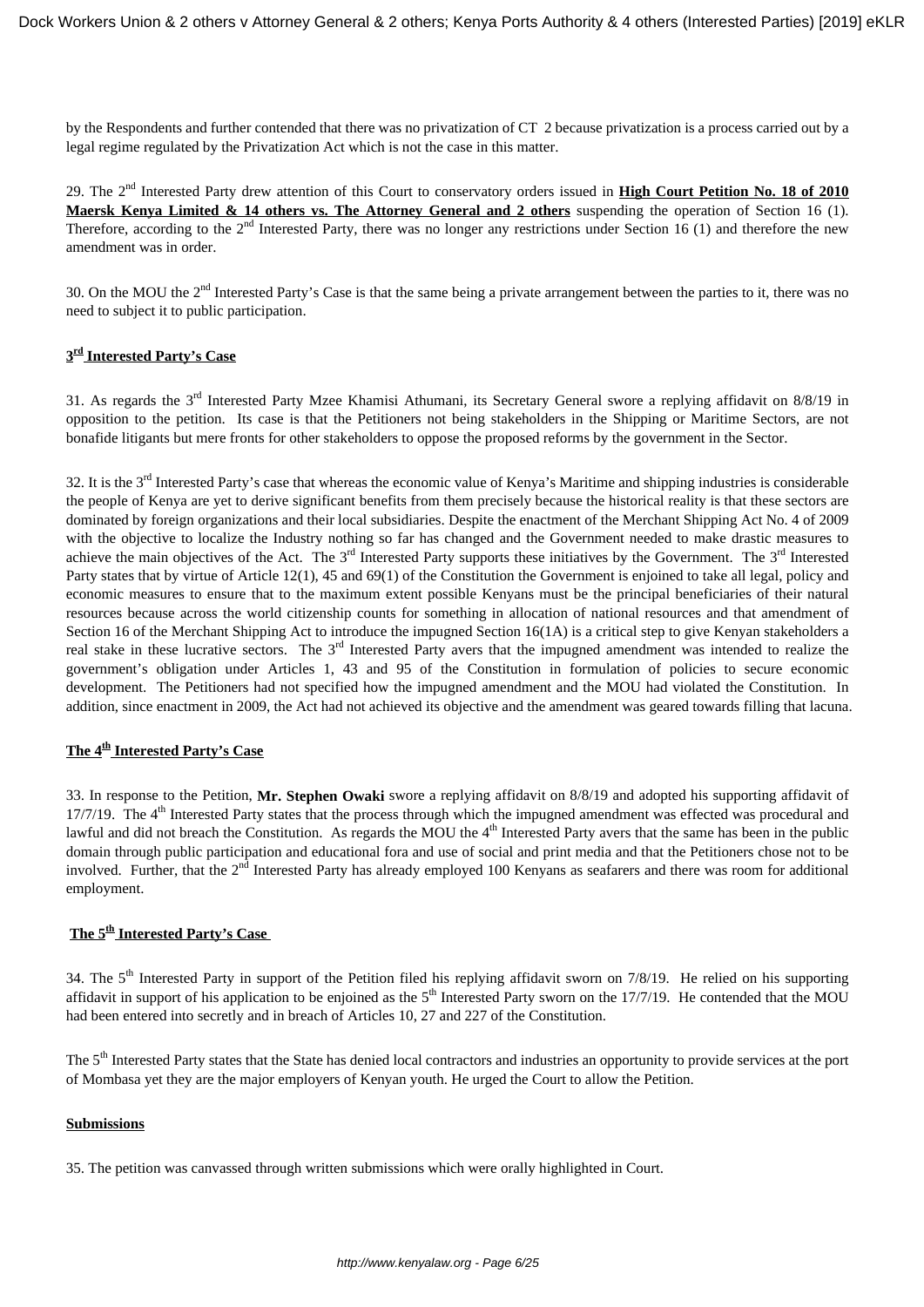by the Respondents and further contended that there was no privatization of CT 2 because privatization is a process carried out by a legal regime regulated by the Privatization Act which is not the case in this matter.

29. The 2nd Interested Party drew attention of this Court to conservatory orders issued in **High Court Petition No. 18 of 2010 Maersk Kenya Limited & 14 others vs. The Attorney General and 2 others** suspending the operation of Section 16 (1). Therefore, according to the 2nd Interested Party, there was no longer any restrictions under Section 16 (1) and therefore the new amendment was in order.

30. On the MOU the 2nd Interested Party's Case is that the same being a private arrangement between the parties to it, there was no need to subject it to public participation.

**3rd Interested Party's Case**

31. As regards the 3rd Interested Party Mzee Khamisi Athumani, its Secretary General swore a replying affidavit on 8/8/19 in opposition to the petition. Its case is that the Petitioners not being stakeholders in the Shipping or Maritime Sectors, are not bonafide litigants but mere fronts for other stakeholders to oppose the proposed reforms by the government in the Sector.

32. It is the 3rd Interested Party's case that whereas the economic value of Kenya's Maritime and shipping industries is considerable the people of Kenya are yet to derive significant benefits from them precisely because the historical reality is that these sectors are dominated by foreign organizations and their local subsidiaries. Despite the enactment of the Merchant Shipping Act No. 4 of 2009 with the objective to localize the Industry nothing so far has changed and the Government needed to make drastic measures to achieve the main objectives of the Act. The 3rd Interested Party supports these initiatives by the Government. The 3rd Interested Party states that by virtue of Article 12(1), 45 and 69(1) of the Constitution the Government is enjoined to take all legal, policy and economic measures to ensure that to the maximum extent possible Kenyans must be the principal beneficiaries of their natural resources because across the world citizenship counts for something in allocation of national resources and that amendment of Section 16 of the Merchant Shipping Act to introduce the impugned Section 16(1A) is a critical step to give Kenyan stakeholders a real stake in these lucrative sectors. The 3rd Interested Party avers that the impugned amendment was intended to realize the government's obligation under Articles 1, 43 and 95 of the Constitution in formulation of policies to secure economic development. The Petitioners had not specified how the impugned amendment and the MOU had violated the Constitution. In addition, since enactment in 2009, the Act had not achieved its objective and the amendment was geared towards filling that lacuna.

**The 4th Interested Party's Case**

33. In response to the Petition, **Mr. Stephen Owaki** swore a replying affidavit on 8/8/19 and adopted his supporting affidavit of 17/7/19. The 4th Interested Party states that the process through which the impugned amendment was effected was procedural and lawful and did not breach the Constitution. As regards the MOU the 4th Interested Party avers that the same has been in the public domain through public participation and educational fora and use of social and print media and that the Petitioners chose not to be involved. Further, that the 2nd Interested Party has already employed 100 Kenyans as seafarers and there was room for additional employment.

**The 5th Interested Party's Case**

34. The 5th Interested Party in support of the Petition filed his replying affidavit sworn on 7/8/19. He relied on his supporting affidavit in support of his application to be enjoined as the 5th Interested Party sworn on the 17/7/19. He contended that the MOU had been entered into secretly and in breach of Articles 10, 27 and 227 of the Constitution.

The 5th Interested Party states that the State has denied local contractors and industries an opportunity to provide services at the port of Mombasa yet they are the major employers of Kenyan youth. He urged the Court to allow the Petition.

**Submissions**

35. The petition was canvassed through written submissions which were orally highlighted in Court.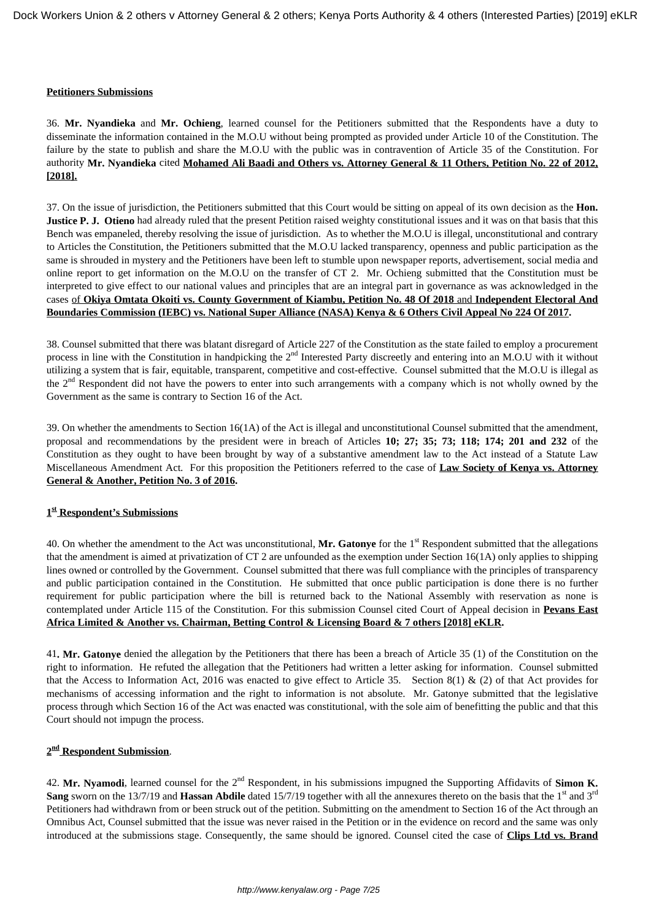**Petitioners Submissions**

36. **Mr. Nyandieka** and **Mr. Ochieng**, learned counsel for the Petitioners submitted that the Respondents have a duty to disseminate the information contained in the M.O.U without being prompted as provided under Article 10 of the Constitution. The failure by the state to publish and share the M.O.U with the public was in contravention of Article 35 of the Constitution. For authority **Mr. Nyandieka** cited **Mohamed Ali Baadi and Others vs. Attorney General & 11 Others, Petition No. 22 of 2012, [2018].**

37. On the issue of jurisdiction, the Petitioners submitted that this Court would be sitting on appeal of its own decision as the **Hon. Justice P. J. Otieno** had already ruled that the present Petition raised weighty constitutional issues and it was on that basis that this Bench was empaneled, thereby resolving the issue of jurisdiction. As to whether the M.O.U is illegal, unconstitutional and contrary to Articles the Constitution, the Petitioners submitted that the M.O.U lacked transparency, openness and public participation as the same is shrouded in mystery and the Petitioners have been left to stumble upon newspaper reports, advertisement, social media and online report to get information on the M.O.U on the transfer of CT 2. Mr. Ochieng submitted that the Constitution must be interpreted to give effect to our national values and principles that are an integral part in governance as was acknowledged in the cases of **Okiya Omtata Okoiti vs. County Government of Kiambu, Petition No. 48 Of 2018** and **Independent Electoral And Boundaries Commission (IEBC) vs. National Super Alliance (NASA) Kenya & 6 Others Civil Appeal No 224 Of 2017.**

38. Counsel submitted that there was blatant disregard of Article 227 of the Constitution as the state failed to employ a procurement process in line with the Constitution in handpicking the 2nd Interested Party discreetly and entering into an M.O.U with it without utilizing a system that is fair, equitable, transparent, competitive and cost-effective. Counsel submitted that the M.O.U is illegal as the 2nd Respondent did not have the powers to enter into such arrangements with a company which is not wholly owned by the Government as the same is contrary to Section 16 of the Act.

39. On whether the amendments to Section 16(1A) of the Act is illegal and unconstitutional Counsel submitted that the amendment, proposal and recommendations by the president were in breach of Articles **10; 27; 35; 73; 118; 174; 201 and 232** of the Constitution as they ought to have been brought by way of a substantive amendment law to the Act instead of a Statute Law Miscellaneous Amendment Act. For this proposition the Petitioners referred to the case of **Law Society of Kenya vs. Attorney General & Another, Petition No. 3 of 2016.**

**1st Respondent's Submissions**

40. On whether the amendment to the Act was unconstitutional, **Mr. Gatonye** for the 1st Respondent submitted that the allegations that the amendment is aimed at privatization of CT 2 are unfounded as the exemption under Section 16(1A) only applies to shipping lines owned or controlled by the Government. Counsel submitted that there was full compliance with the principles of transparency and public participation contained in the Constitution. He submitted that once public participation is done there is no further requirement for public participation where the bill is returned back to the National Assembly with reservation as none is contemplated under Article 115 of the Constitution. For this submission Counsel cited Court of Appeal decision in **Pevans East Africa Limited & Another vs. Chairman, Betting Control & Licensing Board & 7 others [2018] eKLR.**

41**. Mr. Gatonye** denied the allegation by the Petitioners that there has been a breach of Article 35 (1) of the Constitution on the right to information. He refuted the allegation that the Petitioners had written a letter asking for information. Counsel submitted that the Access to Information Act, 2016 was enacted to give effect to Article 35. Section 8(1) & (2) of that Act provides for mechanisms of accessing information and the right to information is not absolute. Mr. Gatonye submitted that the legislative process through which Section 16 of the Act was enacted was constitutional, with the sole aim of benefitting the public and that this Court should not impugn the process.

**2nd Respondent Submission**.

42. **Mr. Nyamodi**, learned counsel for the 2nd Respondent, in his submissions impugned the Supporting Affidavits of **Simon K. Sang** sworn on the 13/7/19 and **Hassan Abdile** dated 15/7/19 together with all the annexures thereto on the basis that the 1st and 3rd Petitioners had withdrawn from or been struck out of the petition. Submitting on the amendment to Section 16 of the Act through an Omnibus Act, Counsel submitted that the issue was never raised in the Petition or in the evidence on record and the same was only introduced at the submissions stage. Consequently, the same should be ignored. Counsel cited the case of **Clips Ltd vs. Brand**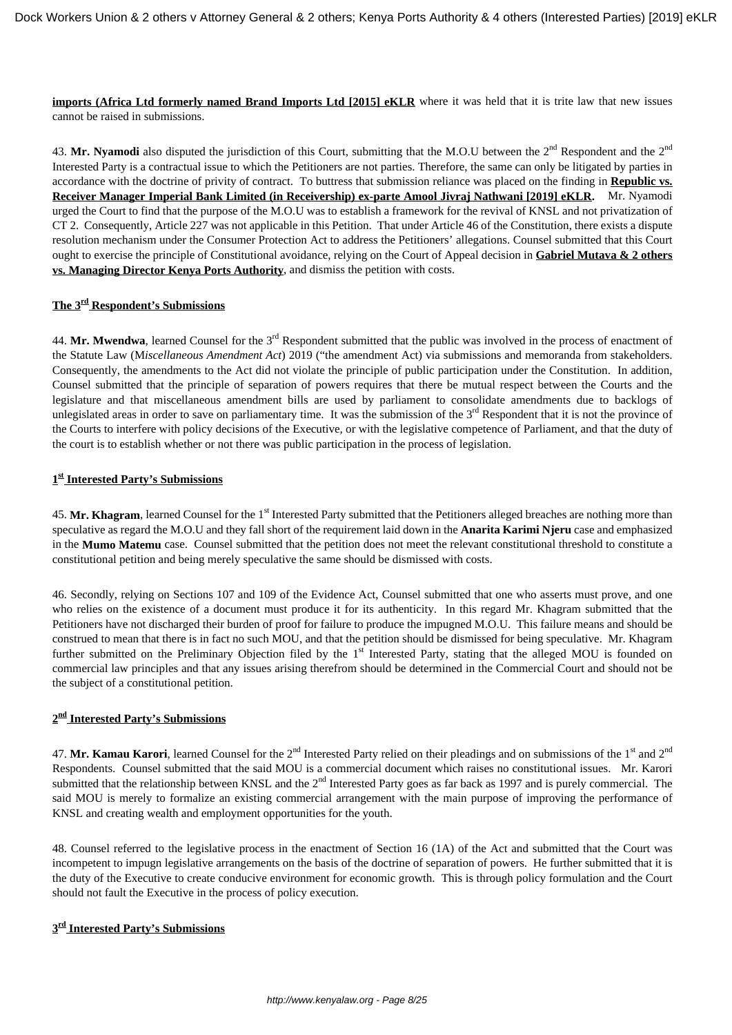**imports (Africa Ltd formerly named Brand Imports Ltd [2015] eKLR** where it was held that it is trite law that new issues cannot be raised in submissions.

43. **Mr. Nyamodi** also disputed the jurisdiction of this Court, submitting that the M.O.U between the 2nd Respondent and the 2nd Interested Party is a contractual issue to which the Petitioners are not parties. Therefore, the same can only be litigated by parties in accordance with the doctrine of privity of contract. To buttress that submission reliance was placed on the finding in **Republic vs. Receiver Manager Imperial Bank Limited (in Receivership) ex-parte Amool Jivraj Nathwani [2019] eKLR.** Mr. Nyamodi urged the Court to find that the purpose of the M.O.U was to establish a framework for the revival of KNSL and not privatization of CT 2. Consequently, Article 227 was not applicable in this Petition. That under Article 46 of the Constitution, there exists a dispute resolution mechanism under the Consumer Protection Act to address the Petitioners' allegations. Counsel submitted that this Court ought to exercise the principle of Constitutional avoidance, relying on the Court of Appeal decision in **Gabriel Mutava & 2 others vs. Managing Director Kenya Ports Authority**, and dismiss the petition with costs.

## The 3rd Respondent's Submissions

44. **Mr. Mwendwa**, learned Counsel for the 3rd Respondent submitted that the public was involved in the process of enactment of the Statute Law (M*iscellaneous Amendment Act*) 2019 ("the amendment Act) via submissions and memoranda from stakeholders. Consequently, the amendments to the Act did not violate the principle of public participation under the Constitution. In addition, Counsel submitted that the principle of separation of powers requires that there be mutual respect between the Courts and the legislature and that miscellaneous amendment bills are used by parliament to consolidate amendments due to backlogs of unlegislated areas in order to save on parliamentary time. It was the submission of the 3rd Respondent that it is not the province of the Courts to interfere with policy decisions of the Executive, or with the legislative competence of Parliament, and that the duty of the court is to establish whether or not there was public participation in the process of legislation.

## 1st Interested Party's Submissions

45. **Mr. Khagram**, learned Counsel for the 1st Interested Party submitted that the Petitioners alleged breaches are nothing more than speculative as regard the M.O.U and they fall short of the requirement laid down in the **Anarita Karimi Njeru** case and emphasized in the **Mumo Matemu** case. Counsel submitted that the petition does not meet the relevant constitutional threshold to constitute a constitutional petition and being merely speculative the same should be dismissed with costs.

46. Secondly, relying on Sections 107 and 109 of the Evidence Act, Counsel submitted that one who asserts must prove, and one who relies on the existence of a document must produce it for its authenticity. In this regard Mr. Khagram submitted that the Petitioners have not discharged their burden of proof for failure to produce the impugned M.O.U. This failure means and should be construed to mean that there is in fact no such MOU, and that the petition should be dismissed for being speculative. Mr. Khagram further submitted on the Preliminary Objection filed by the 1st Interested Party, stating that the alleged MOU is founded on commercial law principles and that any issues arising therefrom should be determined in the Commercial Court and should not be the subject of a constitutional petition.

## 2nd Interested Party's Submissions

47. **Mr. Kamau Karori**, learned Counsel for the 2nd Interested Party relied on their pleadings and on submissions of the 1st and 2nd Respondents. Counsel submitted that the said MOU is a commercial document which raises no constitutional issues. Mr. Karori submitted that the relationship between KNSL and the 2nd Interested Party goes as far back as 1997 and is purely commercial. The said MOU is merely to formalize an existing commercial arrangement with the main purpose of improving the performance of KNSL and creating wealth and employment opportunities for the youth.

48. Counsel referred to the legislative process in the enactment of Section 16 (1A) of the Act and submitted that the Court was incompetent to impugn legislative arrangements on the basis of the doctrine of separation of powers. He further submitted that it is the duty of the Executive to create conducive environment for economic growth. This is through policy formulation and the Court should not fault the Executive in the process of policy execution.

## 3rd Interested Party's Submissions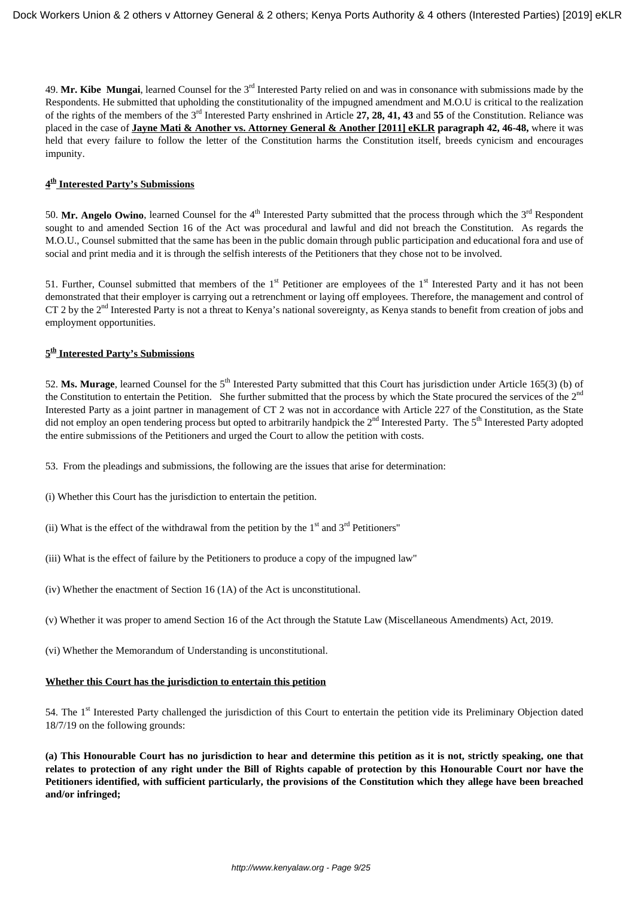49. **Mr. Kibe Mungai**, learned Counsel for the 3rd Interested Party relied on and was in consonance with submissions made by the Respondents. He submitted that upholding the constitutionality of the impugned amendment and M.O.U is critical to the realization of the rights of the members of the 3rd Interested Party enshrined in Article **27, 28, 41, 43** and **55** of the Constitution. Reliance was placed in the case of **Jayne Mati & Another vs. Attorney General & Another [2011] eKLR paragraph 42, 46-48,** where it was held that every failure to follow the letter of the Constitution harms the Constitution itself, breeds cynicism and encourages impunity.

#### 4th Interested Party's Submissions

50. **Mr. Angelo Owino**, learned Counsel for the 4th Interested Party submitted that the process through which the 3rd Respondent sought to and amended Section 16 of the Act was procedural and lawful and did not breach the Constitution. As regards the M.O.U., Counsel submitted that the same has been in the public domain through public participation and educational fora and use of social and print media and it is through the selfish interests of the Petitioners that they chose not to be involved.

51. Further, Counsel submitted that members of the 1st Petitioner are employees of the 1st Interested Party and it has not been demonstrated that their employer is carrying out a retrenchment or laying off employees. Therefore, the management and control of CT 2 by the 2nd Interested Party is not a threat to Kenya's national sovereignty, as Kenya stands to benefit from creation of jobs and employment opportunities.

#### 5th Interested Party's Submissions

52. **Ms. Murage**, learned Counsel for the 5th Interested Party submitted that this Court has jurisdiction under Article 165(3) (b) of the Constitution to entertain the Petition. She further submitted that the process by which the State procured the services of the 2nd Interested Party as a joint partner in management of CT 2 was not in accordance with Article 227 of the Constitution, as the State did not employ an open tendering process but opted to arbitrarily handpick the 2nd Interested Party. The 5th Interested Party adopted the entire submissions of the Petitioners and urged the Court to allow the petition with costs.

53. From the pleadings and submissions, the following are the issues that arise for determination:

(i) Whether this Court has the jurisdiction to entertain the petition.

(ii) What is the effect of the withdrawal from the petition by the 1st and 3rd Petitioners"

(iii) What is the effect of failure by the Petitioners to produce a copy of the impugned law"

(iv) Whether the enactment of Section 16 (1A) of the Act is unconstitutional.

(v) Whether it was proper to amend Section 16 of the Act through the Statute Law (Miscellaneous Amendments) Act, 2019.

(vi) Whether the Memorandum of Understanding is unconstitutional.

#### Whether this Court has the jurisdiction to entertain this petition

54. The 1st Interested Party challenged the jurisdiction of this Court to entertain the petition vide its Preliminary Objection dated 18/7/19 on the following grounds:

**(a) This Honourable Court has no jurisdiction to hear and determine this petition as it is not, strictly speaking, one that relates to protection of any right under the Bill of Rights capable of protection by this Honourable Court nor have the Petitioners identified, with sufficient particularly, the provisions of the Constitution which they allege have been breached and/or infringed;**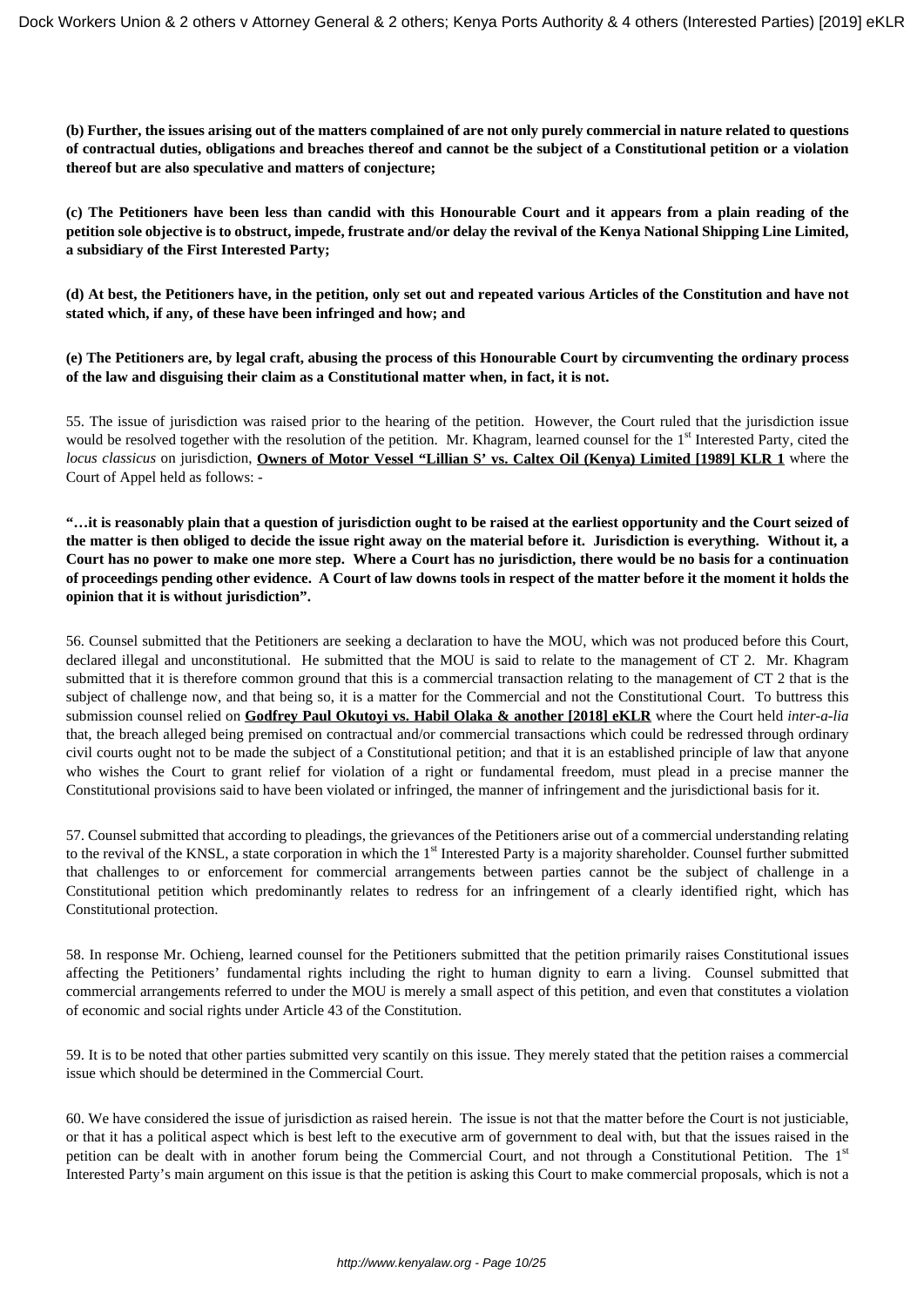**(b) Further, the issues arising out of the matters complained of are not only purely commercial in nature related to questions of contractual duties, obligations and breaches thereof and cannot be the subject of a Constitutional petition or a violation thereof but are also speculative and matters of conjecture;**

**(c) The Petitioners have been less than candid with this Honourable Court and it appears from a plain reading of the petition sole objective is to obstruct, impede, frustrate and/or delay the revival of the Kenya National Shipping Line Limited, a subsidiary of the First Interested Party;**

**(d) At best, the Petitioners have, in the petition, only set out and repeated various Articles of the Constitution and have not stated which, if any, of these have been infringed and how; and**

**(e) The Petitioners are, by legal craft, abusing the process of this Honourable Court by circumventing the ordinary process of the law and disguising their claim as a Constitutional matter when, in fact, it is not.**

55. The issue of jurisdiction was raised prior to the hearing of the petition. However, the Court ruled that the jurisdiction issue would be resolved together with the resolution of the petition. Mr. Khagram, learned counsel for the 1st Interested Party, cited the *locus classicus* on jurisdiction, **Owners of Motor Vessel "Lillian S' vs. Caltex Oil (Kenya) Limited [1989] KLR 1** where the Court of Appel held as follows: -

**"…it is reasonably plain that a question of jurisdiction ought to be raised at the earliest opportunity and the Court seized of the matter is then obliged to decide the issue right away on the material before it. Jurisdiction is everything. Without it, a Court has no power to make one more step. Where a Court has no jurisdiction, there would be no basis for a continuation of proceedings pending other evidence. A Court of law downs tools in respect of the matter before it the moment it holds the opinion that it is without jurisdiction".**

56. Counsel submitted that the Petitioners are seeking a declaration to have the MOU, which was not produced before this Court, declared illegal and unconstitutional. He submitted that the MOU is said to relate to the management of CT 2. Mr. Khagram submitted that it is therefore common ground that this is a commercial transaction relating to the management of CT 2 that is the subject of challenge now, and that being so, it is a matter for the Commercial and not the Constitutional Court. To buttress this submission counsel relied on **Godfrey Paul Okutoyi vs. Habil Olaka & another [2018] eKLR** where the Court held *inter-a-lia* that, the breach alleged being premised on contractual and/or commercial transactions which could be redressed through ordinary civil courts ought not to be made the subject of a Constitutional petition; and that it is an established principle of law that anyone who wishes the Court to grant relief for violation of a right or fundamental freedom, must plead in a precise manner the Constitutional provisions said to have been violated or infringed, the manner of infringement and the jurisdictional basis for it.

57. Counsel submitted that according to pleadings, the grievances of the Petitioners arise out of a commercial understanding relating to the revival of the KNSL, a state corporation in which the 1st Interested Party is a majority shareholder. Counsel further submitted that challenges to or enforcement for commercial arrangements between parties cannot be the subject of challenge in a Constitutional petition which predominantly relates to redress for an infringement of a clearly identified right, which has Constitutional protection.

58. In response Mr. Ochieng, learned counsel for the Petitioners submitted that the petition primarily raises Constitutional issues affecting the Petitioners' fundamental rights including the right to human dignity to earn a living. Counsel submitted that commercial arrangements referred to under the MOU is merely a small aspect of this petition, and even that constitutes a violation of economic and social rights under Article 43 of the Constitution.

59. It is to be noted that other parties submitted very scantily on this issue. They merely stated that the petition raises a commercial issue which should be determined in the Commercial Court.

60. We have considered the issue of jurisdiction as raised herein. The issue is not that the matter before the Court is not justiciable, or that it has a political aspect which is best left to the executive arm of government to deal with, but that the issues raised in the petition can be dealt with in another forum being the Commercial Court, and not through a Constitutional Petition. The 1st Interested Party's main argument on this issue is that the petition is asking this Court to make commercial proposals, which is not a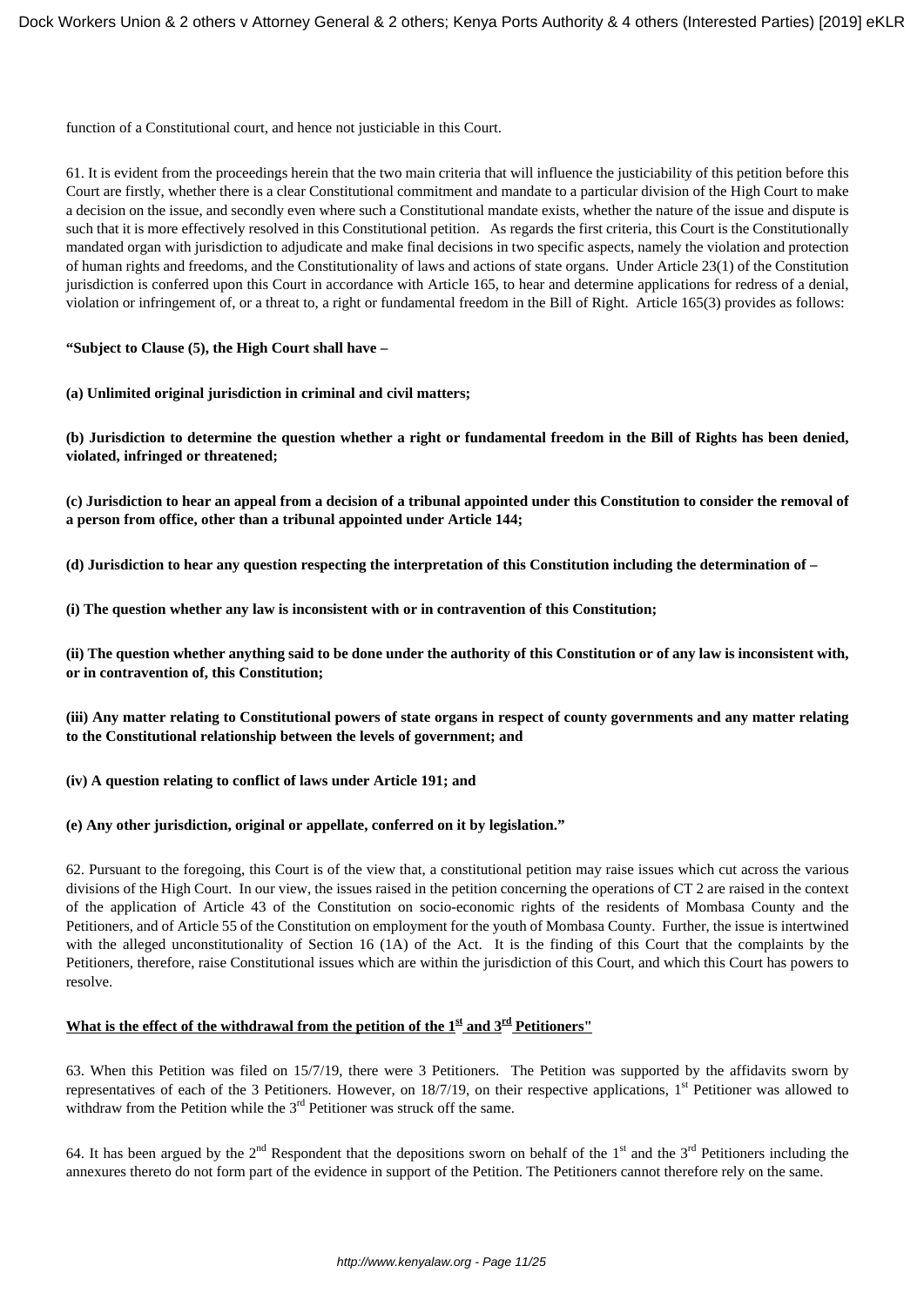function of a Constitutional court, and hence not justiciable in this Court.

61. It is evident from the proceedings herein that the two main criteria that will influence the justiciability of this petition before this Court are firstly, whether there is a clear Constitutional commitment and mandate to a particular division of the High Court to make a decision on the issue, and secondly even where such a Constitutional mandate exists, whether the nature of the issue and dispute is such that it is more effectively resolved in this Constitutional petition. As regards the first criteria, this Court is the Constitutionally mandated organ with jurisdiction to adjudicate and make final decisions in two specific aspects, namely the violation and protection of human rights and freedoms, and the Constitutionality of laws and actions of state organs. Under Article 23(1) of the Constitution jurisdiction is conferred upon this Court in accordance with Article 165, to hear and determine applications for redress of a denial, violation or infringement of, or a threat to, a right or fundamental freedom in the Bill of Right. Article 165(3) provides as follows:

**"Subject to Clause (5), the High Court shall have –**

**(a) Unlimited original jurisdiction in criminal and civil matters;**

**(b) Jurisdiction to determine the question whether a right or fundamental freedom in the Bill of Rights has been denied, violated, infringed or threatened;**

**(c) Jurisdiction to hear an appeal from a decision of a tribunal appointed under this Constitution to consider the removal of a person from office, other than a tribunal appointed under Article 144;**

**(d) Jurisdiction to hear any question respecting the interpretation of this Constitution including the determination of –**

**(i) The question whether any law is inconsistent with or in contravention of this Constitution;**

**(ii) The question whether anything said to be done under the authority of this Constitution or of any law is inconsistent with, or in contravention of, this Constitution;**

**(iii) Any matter relating to Constitutional powers of state organs in respect of county governments and any matter relating to the Constitutional relationship between the levels of government; and**

**(iv) A question relating to conflict of laws under Article 191; and**

**(e) Any other jurisdiction, original or appellate, conferred on it by legislation."**

62. Pursuant to the foregoing, this Court is of the view that, a constitutional petition may raise issues which cut across the various divisions of the High Court. In our view, the issues raised in the petition concerning the operations of CT 2 are raised in the context of the application of Article 43 of the Constitution on socio-economic rights of the residents of Mombasa County and the Petitioners, and of Article 55 of the Constitution on employment for the youth of Mombasa County. Further, the issue is intertwined with the alleged unconstitutionality of Section 16 (1A) of the Act. It is the finding of this Court that the complaints by the Petitioners, therefore, raise Constitutional issues which are within the jurisdiction of this Court, and which this Court has powers to resolve.

**<u>What is the effect of the withdrawal from the petition of the 1st and 3rd Petitioners"</u>**

63. When this Petition was filed on 15/7/19, there were 3 Petitioners. The Petition was supported by the affidavits sworn by representatives of each of the 3 Petitioners. However, on 18/7/19, on their respective applications, 1st Petitioner was allowed to withdraw from the Petition while the 3rd Petitioner was struck off the same.

64. It has been argued by the 2nd Respondent that the depositions sworn on behalf of the 1st and the 3rd Petitioners including the annexures thereto do not form part of the evidence in support of the Petition. The Petitioners cannot therefore rely on the same.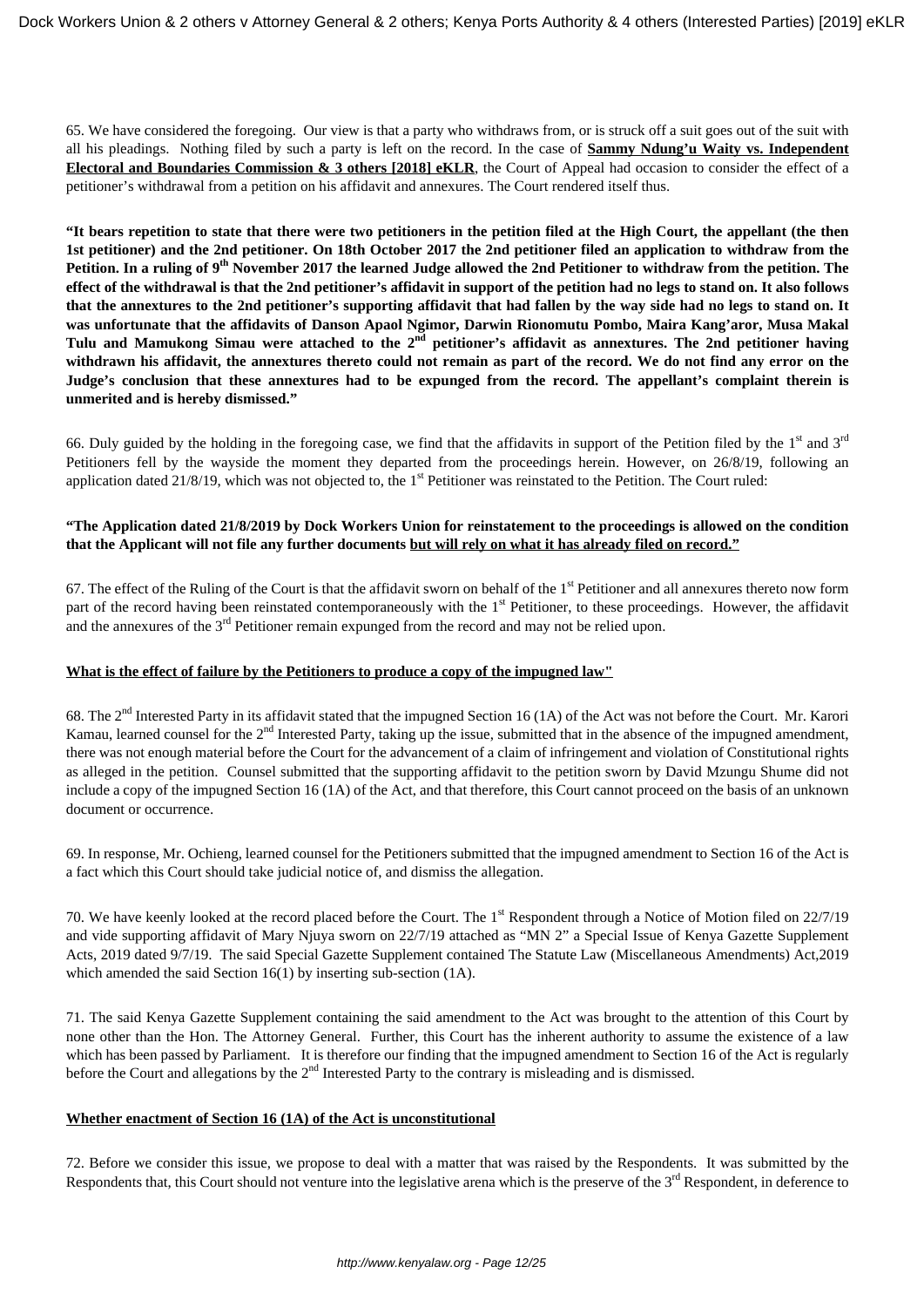65. We have considered the foregoing. Our view is that a party who withdraws from, or is struck off a suit goes out of the suit with all his pleadings. Nothing filed by such a party is left on the record. In the case of **Sammy Ndung'u Waity vs. Independent Electoral and Boundaries Commission & 3 others [2018] eKLR**, the Court of Appeal had occasion to consider the effect of a petitioner's withdrawal from a petition on his affidavit and annexures. The Court rendered itself thus.

**"It bears repetition to state that there were two petitioners in the petition filed at the High Court, the appellant (the then 1st petitioner) and the 2nd petitioner. On 18th October 2017 the 2nd petitioner filed an application to withdraw from the Petition. In a ruling of 9th November 2017 the learned Judge allowed the 2nd Petitioner to withdraw from the petition. The effect of the withdrawal is that the 2nd petitioner's affidavit in support of the petition had no legs to stand on. It also follows that the annextures to the 2nd petitioner's supporting affidavit that had fallen by the way side had no legs to stand on. It was unfortunate that the affidavits of Danson Apaol Ngimor, Darwin Rionomutu Pombo, Maira Kang'aror, Musa Makal Tulu and Mamukong Simau were attached to the 2nd petitioner's affidavit as annextures. The 2nd petitioner having withdrawn his affidavit, the annextures thereto could not remain as part of the record. We do not find any error on the Judge's conclusion that these annextures had to be expunged from the record. The appellant's complaint therein is unmerited and is hereby dismissed."**

66. Duly guided by the holding in the foregoing case, we find that the affidavits in support of the Petition filed by the 1st and 3rd Petitioners fell by the wayside the moment they departed from the proceedings herein. However, on 26/8/19, following an application dated 21/8/19, which was not objected to, the 1st Petitioner was reinstated to the Petition. The Court ruled:

**"The Application dated 21/8/2019 by Dock Workers Union for reinstatement to the proceedings is allowed on the condition that the Applicant will not file any further documents <u>but will rely on what it has already filed on record."</u>**

67. The effect of the Ruling of the Court is that the affidavit sworn on behalf of the 1st Petitioner and all annexures thereto now form part of the record having been reinstated contemporaneously with the 1st Petitioner, to these proceedings. However, the affidavit and the annexures of the 3rd Petitioner remain expunged from the record and may not be relied upon.

**<u>What is the effect of failure by the Petitioners to produce a copy of the impugned law"</u>**

68. The 2nd Interested Party in its affidavit stated that the impugned Section 16 (1A) of the Act was not before the Court. Mr. Karori Kamau, learned counsel for the 2nd Interested Party, taking up the issue, submitted that in the absence of the impugned amendment, there was not enough material before the Court for the advancement of a claim of infringement and violation of Constitutional rights as alleged in the petition. Counsel submitted that the supporting affidavit to the petition sworn by David Mzungu Shume did not include a copy of the impugned Section 16 (1A) of the Act, and that therefore, this Court cannot proceed on the basis of an unknown document or occurrence.

69. In response, Mr. Ochieng, learned counsel for the Petitioners submitted that the impugned amendment to Section 16 of the Act is a fact which this Court should take judicial notice of, and dismiss the allegation.

70. We have keenly looked at the record placed before the Court. The 1st Respondent through a Notice of Motion filed on 22/7/19 and vide supporting affidavit of Mary Njuya sworn on 22/7/19 attached as "MN 2" a Special Issue of Kenya Gazette Supplement Acts, 2019 dated 9/7/19. The said Special Gazette Supplement contained The Statute Law (Miscellaneous Amendments) Act,2019 which amended the said Section 16(1) by inserting sub-section (1A).

71. The said Kenya Gazette Supplement containing the said amendment to the Act was brought to the attention of this Court by none other than the Hon. The Attorney General. Further, this Court has the inherent authority to assume the existence of a law which has been passed by Parliament. It is therefore our finding that the impugned amendment to Section 16 of the Act is regularly before the Court and allegations by the 2nd Interested Party to the contrary is misleading and is dismissed.

**<u>Whether enactment of Section 16 (1A) of the Act is unconstitutional</u>**

72. Before we consider this issue, we propose to deal with a matter that was raised by the Respondents. It was submitted by the Respondents that, this Court should not venture into the legislative arena which is the preserve of the 3rd Respondent, in deference to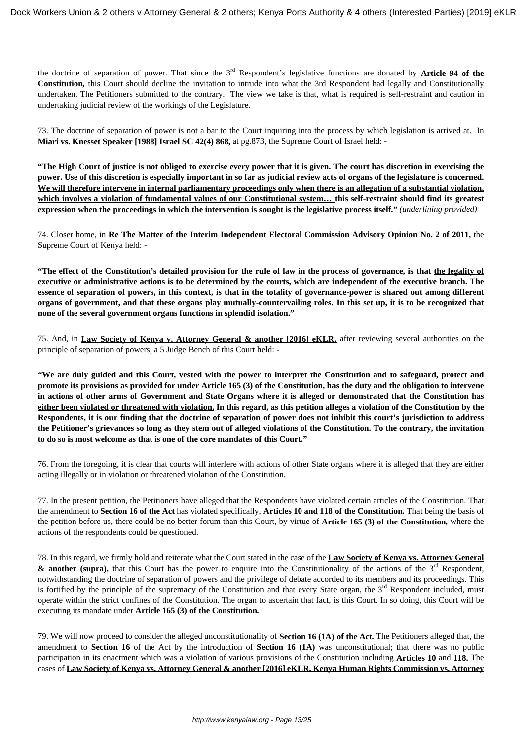the doctrine of separation of power. That since the 3rd Respondent's legislative functions are donated by **Article 94 of the Constitution,** this Court should decline the invitation to intrude into what the 3rd Respondent had legally and Constitutionally undertaken. The Petitioners submitted to the contrary. The view we take is that, what is required is self-restraint and caution in undertaking judicial review of the workings of the Legislature.

73. The doctrine of separation of power is not a bar to the Court inquiring into the process by which legislation is arrived at. In **Miari vs. Knesset Speaker [1988] Israel SC 42(4) 868,** at pg.873, the Supreme Court of Israel held: -

**"The High Court of justice is not obliged to exercise every power that it is given. The court has discretion in exercising the power. Use of this discretion is especially important in so far as judicial review acts of organs of the legislature is concerned. We will therefore intervene in internal parliamentary proceedings only when there is an allegation of a substantial violation, which involves a violation of fundamental values of our Constitutional system… this self-restraint should find its greatest expression when the proceedings in which the intervention is sought is the legislative process itself."** *(underlining provided)*

74. Closer home, in **Re The Matter of the Interim Independent Electoral Commission Advisory Opinion No. 2 of 2011,** the Supreme Court of Kenya held: -

**"The effect of the Constitution's detailed provision for the rule of law in the process of governance, is that the legality of executive or administrative actions is to be determined by the courts, which are independent of the executive branch. The essence of separation of powers, in this context, is that in the totality of governance-power is shared out among different organs of government, and that these organs play mutually-countervailing roles. In this set up, it is to be recognized that none of the several government organs functions in splendid isolation."**

75. And, in **Law Society of Kenya v. Attorney General & another [2016] eKLR,** after reviewing several authorities on the principle of separation of powers, a 5 Judge Bench of this Court held: -

**"We are duly guided and this Court, vested with the power to interpret the Constitution and to safeguard, protect and promote its provisions as provided for under Article 165 (3) of the Constitution, has the duty and the obligation to intervene in actions of other arms of Government and State Organs where it is alleged or demonstrated that the Constitution has either been violated or threatened with violation. In this regard, as this petition alleges a violation of the Constitution by the Respondents, it is our finding that the doctrine of separation of power does not inhibit this court's jurisdiction to address the Petitioner's grievances so long as they stem out of alleged violations of the Constitution. To the contrary, the invitation to do so is most welcome as that is one of the core mandates of this Court."**

76. From the foregoing, it is clear that courts will interfere with actions of other State organs where it is alleged that they are either acting illegally or in violation or threatened violation of the Constitution.

77. In the present petition, the Petitioners have alleged that the Respondents have violated certain articles of the Constitution. That the amendment to **Section 16 of the Act** has violated specifically, **Articles 10 and 118 of the Constitution.** That being the basis of the petition before us, there could be no better forum than this Court, by virtue of **Article 165 (3) of the Constitution,** where the actions of the respondents could be questioned.

78. In this regard, we firmly hold and reiterate what the Court stated in the case of the **Law Society of Kenya vs. Attorney General & another (supra),** that this Court has the power to enquire into the Constitutionality of the actions of the 3rd Respondent, notwithstanding the doctrine of separation of powers and the privilege of debate accorded to its members and its proceedings. This is fortified by the principle of the supremacy of the Constitution and that every State organ, the 3rd Respondent included, must operate within the strict confines of the Constitution. The organ to ascertain that fact, is this Court. In so doing, this Court will be executing its mandate under **Article 165 (3) of the Constitution.**

79. We will now proceed to consider the alleged unconstitutionality of **Section 16 (1A) of the Act.** The Petitioners alleged that, the amendment to **Section 16** of the Act by the introduction of **Section 16 (1A)** was unconstitutional; that there was no public participation in its enactment which was a violation of various provisions of the Constitution including **Articles 10** and **118.** The cases of **Law Society of Kenya vs. Attorney General & another [2016] eKLR, Kenya Human Rights Commission vs. Attorney**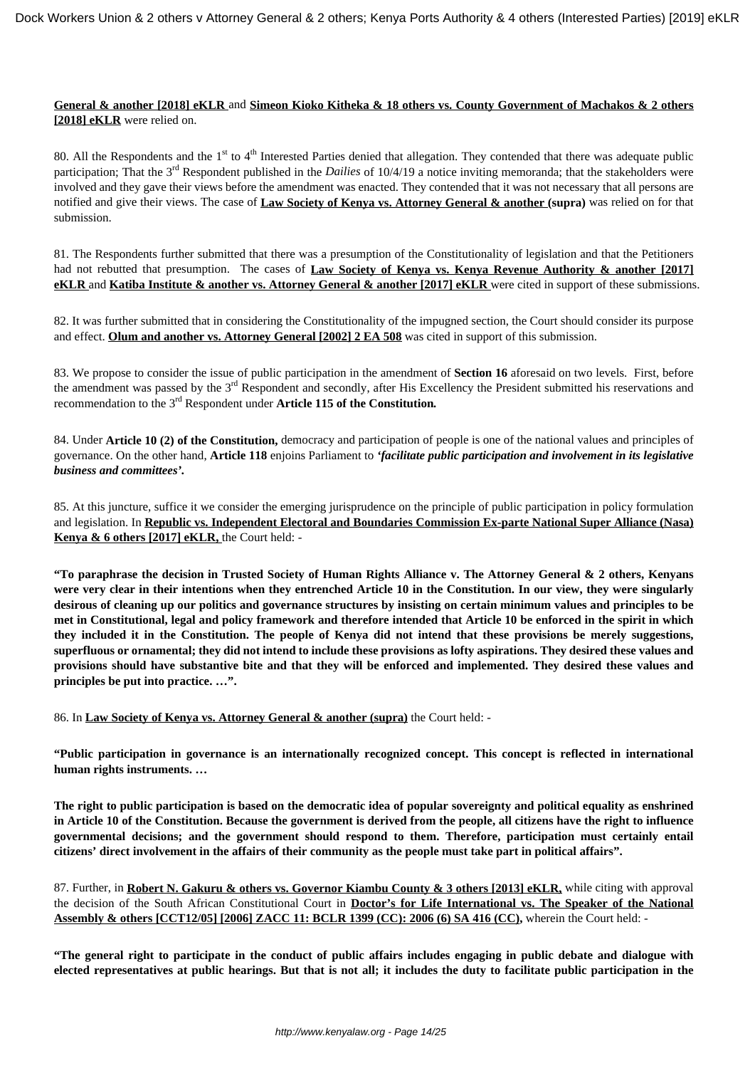**General & another [2018] eKLR** and **Simeon Kioko Kitheka & 18 others vs. County Government of Machakos & 2 others [2018] eKLR** were relied on.

80. All the Respondents and the 1st to 4th Interested Parties denied that allegation. They contended that there was adequate public participation; That the 3rd Respondent published in the *Dailies* of 10/4/19 a notice inviting memoranda; that the stakeholders were involved and they gave their views before the amendment was enacted. They contended that it was not necessary that all persons are notified and give their views. The case of **Law Society of Kenya vs. Attorney General & another (supra)** was relied on for that submission.

81. The Respondents further submitted that there was a presumption of the Constitutionality of legislation and that the Petitioners had not rebutted that presumption. The cases of **Law Society of Kenya vs. Kenya Revenue Authority & another [2017] eKLR** and **Katiba Institute & another vs. Attorney General & another [2017] eKLR** were cited in support of these submissions.

82. It was further submitted that in considering the Constitutionality of the impugned section, the Court should consider its purpose and effect. **Olum and another vs. Attorney General [2002] 2 EA 508** was cited in support of this submission.

83. We propose to consider the issue of public participation in the amendment of **Section 16** aforesaid on two levels. First, before the amendment was passed by the 3rd Respondent and secondly, after His Excellency the President submitted his reservations and recommendation to the 3rd Respondent under **Article 115 of the Constitution.**

84. Under **Article 10 (2) of the Constitution,** democracy and participation of people is one of the national values and principles of governance. On the other hand, **Article 118** enjoins Parliament to ***'facilitate public participation and involvement in its legislative business and committees'.***

85. At this juncture, suffice it we consider the emerging jurisprudence on the principle of public participation in policy formulation and legislation. In **Republic vs. Independent Electoral and Boundaries Commission Ex-parte National Super Alliance (Nasa) Kenya & 6 others [2017] eKLR,** the Court held: -

**"To paraphrase the decision in Trusted Society of Human Rights Alliance v. The Attorney General & 2 others, Kenyans were very clear in their intentions when they entrenched Article 10 in the Constitution. In our view, they were singularly desirous of cleaning up our politics and governance structures by insisting on certain minimum values and principles to be met in Constitutional, legal and policy framework and therefore intended that Article 10 be enforced in the spirit in which they included it in the Constitution. The people of Kenya did not intend that these provisions be merely suggestions, superfluous or ornamental; they did not intend to include these provisions as lofty aspirations. They desired these values and provisions should have substantive bite and that they will be enforced and implemented. They desired these values and principles be put into practice. …".**

86. In **Law Society of Kenya vs. Attorney General & another (supra)** the Court held: -

**"Public participation in governance is an internationally recognized concept. This concept is reflected in international human rights instruments. …**

**The right to public participation is based on the democratic idea of popular sovereignty and political equality as enshrined in Article 10 of the Constitution. Because the government is derived from the people, all citizens have the right to influence governmental decisions; and the government should respond to them. Therefore, participation must certainly entail citizens' direct involvement in the affairs of their community as the people must take part in political affairs".**

87. Further, in **Robert N. Gakuru & others vs. Governor Kiambu County & 3 others [2013] eKLR,** while citing with approval the decision of the South African Constitutional Court in **Doctor's for Life International vs. The Speaker of the National Assembly & others [CCT12/05] [2006] ZACC 11: BCLR 1399 (CC): 2006 (6) SA 416 (CC),** wherein the Court held: -

**"The general right to participate in the conduct of public affairs includes engaging in public debate and dialogue with elected representatives at public hearings. But that is not all; it includes the duty to facilitate public participation in the**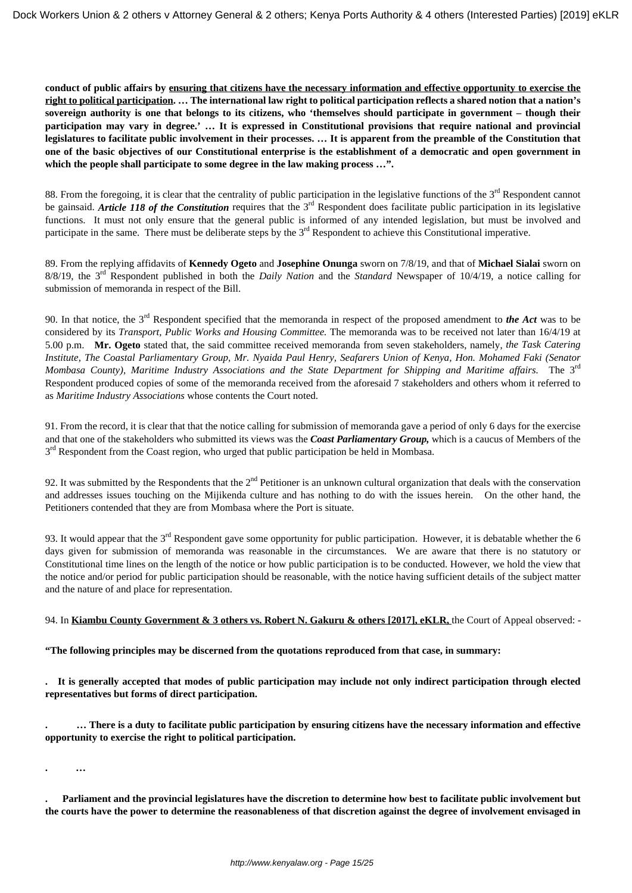**conduct of public affairs by ensuring that citizens have the necessary information and effective opportunity to exercise the right to political participation. … The international law right to political participation reflects a shared notion that a nation's sovereign authority is one that belongs to its citizens, who 'themselves should participate in government – though their participation may vary in degree.' … It is expressed in Constitutional provisions that require national and provincial legislatures to facilitate public involvement in their processes. … It is apparent from the preamble of the Constitution that one of the basic objectives of our Constitutional enterprise is the establishment of a democratic and open government in which the people shall participate to some degree in the law making process …".**

88. From the foregoing, it is clear that the centrality of public participation in the legislative functions of the 3rd Respondent cannot be gainsaid. ***Article 118 of the Constitution*** requires that the 3rd Respondent does facilitate public participation in its legislative functions. It must not only ensure that the general public is informed of any intended legislation, but must be involved and participate in the same. There must be deliberate steps by the 3rd Respondent to achieve this Constitutional imperative.

89. From the replying affidavits of **Kennedy Ogeto** and **Josephine Onunga** sworn on 7/8/19, and that of **Michael Sialai** sworn on 8/8/19, the 3rd Respondent published in both the *Daily Nation* and the *Standard* Newspaper of 10/4/19, a notice calling for submission of memoranda in respect of the Bill.

90. In that notice, the 3rd Respondent specified that the memoranda in respect of the proposed amendment to ***the Act*** was to be considered by its *Transport, Public Works and Housing Committee.* The memoranda was to be received not later than 16/4/19 at 5.00 p.m. **Mr. Ogeto** stated that, the said committee received memoranda from seven stakeholders, namely, *the Task Catering Institute, The Coastal Parliamentary Group, Mr. Nyaida Paul Henry, Seafarers Union of Kenya, Hon. Mohamed Faki (Senator Mombasa County), Maritime Industry Associations and the State Department for Shipping and Maritime affairs.* The 3rd Respondent produced copies of some of the memoranda received from the aforesaid 7 stakeholders and others whom it referred to as *Maritime Industry Associations* whose contents the Court noted.

91. From the record, it is clear that that the notice calling for submission of memoranda gave a period of only 6 days for the exercise and that one of the stakeholders who submitted its views was the ***Coast Parliamentary Group,*** which is a caucus of Members of the 3rd Respondent from the Coast region, who urged that public participation be held in Mombasa.

92. It was submitted by the Respondents that the 2nd Petitioner is an unknown cultural organization that deals with the conservation and addresses issues touching on the Mijikenda culture and has nothing to do with the issues herein. On the other hand, the Petitioners contended that they are from Mombasa where the Port is situate.

93. It would appear that the 3rd Respondent gave some opportunity for public participation. However, it is debatable whether the 6 days given for submission of memoranda was reasonable in the circumstances. We are aware that there is no statutory or Constitutional time lines on the length of the notice or how public participation is to be conducted. However, we hold the view that the notice and/or period for public participation should be reasonable, with the notice having sufficient details of the subject matter and the nature of and place for representation.

94. In **Kiambu County Government & 3 others vs. Robert N. Gakuru & others [2017], eKLR,** the Court of Appeal observed: -

**"The following principles may be discerned from the quotations reproduced from that case, in summary:**

. **It is generally accepted that modes of public participation may include not only indirect participation through elected representatives but forms of direct participation.**

. **… There is a duty to facilitate public participation by ensuring citizens have the necessary information and effective opportunity to exercise the right to political participation.**

. **…**

. **Parliament and the provincial legislatures have the discretion to determine how best to facilitate public involvement but the courts have the power to determine the reasonableness of that discretion against the degree of involvement envisaged in**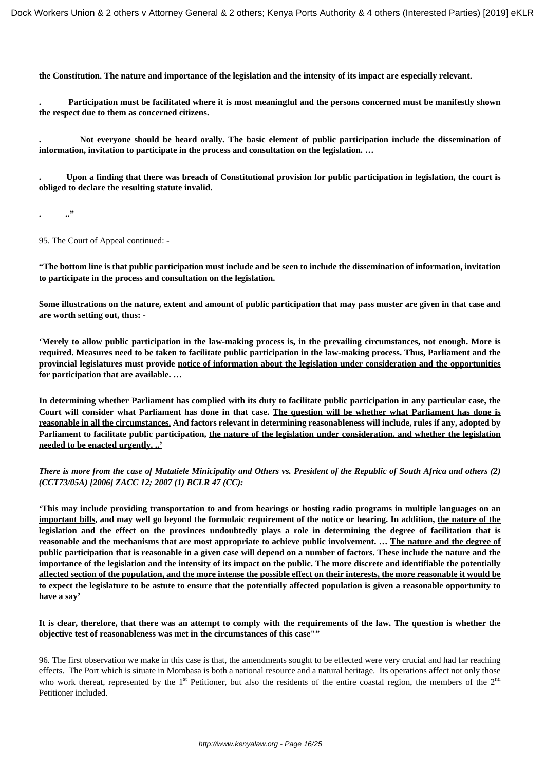**the Constitution. The nature and importance of the legislation and the intensity of its impact are especially relevant.**

**. Participation must be facilitated where it is most meaningful and the persons concerned must be manifestly shown the respect due to them as concerned citizens.**

**. Not everyone should be heard orally. The basic element of public participation include the dissemination of information, invitation to participate in the process and consultation on the legislation. …**

**. Upon a finding that there was breach of Constitutional provision for public participation in legislation, the court is obliged to declare the resulting statute invalid.**

**. .."**

95. The Court of Appeal continued: -

**"The bottom line is that public participation must include and be seen to include the dissemination of information, invitation to participate in the process and consultation on the legislation.**

**Some illustrations on the nature, extent and amount of public participation that may pass muster are given in that case and are worth setting out, thus: -**

**'Merely to allow public participation in the law-making process is, in the prevailing circumstances, not enough. More is required. Measures need to be taken to facilitate public participation in the law-making process. Thus, Parliament and the provincial legislatures must provide <u>notice of information about the legislation under consideration and the opportunities for participation that are available. …</u>**

**In determining whether Parliament has complied with its duty to facilitate public participation in any particular case, the Court will consider what Parliament has done in that case. <u>The question will be whether what Parliament has done is reasonable in all the circumstances.</u> And factors relevant in determining reasonableness will include, rules if any, adopted by Parliament to facilitate public participation, <u>the nature of the legislation under consideration, and whether the legislation needed to be enacted urgently. ..'</u>**

***There is more from the case of <u>Matatiele Minicipality and Others vs. President of the Republic of South Africa and others (2) (CCT73/05A) [2006] ZACC 12; 2007 (1) BCLR 47 (CC):</u>***

**'This may include <u>providing transportation to and from hearings or hosting radio programs in multiple languages on an important bills</u>, and may well go beyond the formulaic requirement of the notice or hearing. In addition, <u>the nature of the legislation and the effect</u> on the provinces undoubtedly plays a role in determining the degree of facilitation that is reasonable and the mechanisms that are most appropriate to achieve public involvement. … <u>The nature and the degree of public participation that is reasonable in a given case will depend on a number of factors. These include the nature and the importance of the legislation and the intensity of its impact on the public. The more discrete and identifiable the potentially affected section of the population, and the more intense the possible effect on their interests, the more reasonable it would be to expect the legislature to be astute to ensure that the potentially affected population is given a reasonable opportunity to have a say'</u>**

**It is clear, therefore, that there was an attempt to comply with the requirements of the law. The question is whether the objective test of reasonableness was met in the circumstances of this case""**

96. The first observation we make in this case is that, the amendments sought to be effected were very crucial and had far reaching effects. The Port which is situate in Mombasa is both a national resource and a natural heritage. Its operations affect not only those who work thereat, represented by the 1st Petitioner, but also the residents of the entire coastal region, the members of the 2nd Petitioner included.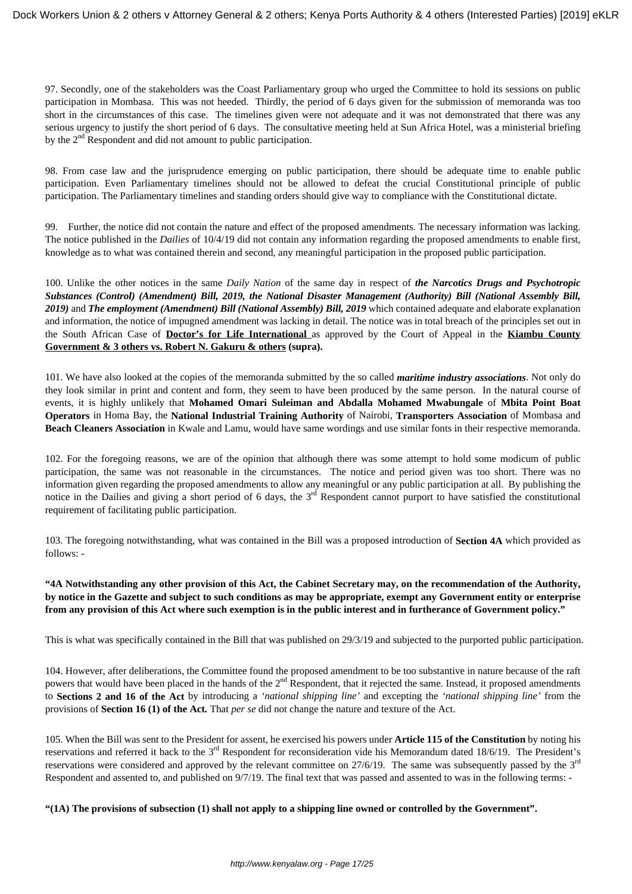97. Secondly, one of the stakeholders was the Coast Parliamentary group who urged the Committee to hold its sessions on public participation in Mombasa. This was not heeded. Thirdly, the period of 6 days given for the submission of memoranda was too short in the circumstances of this case. The timelines given were not adequate and it was not demonstrated that there was any serious urgency to justify the short period of 6 days. The consultative meeting held at Sun Africa Hotel, was a ministerial briefing by the 2nd Respondent and did not amount to public participation.

98. From case law and the jurisprudence emerging on public participation, there should be adequate time to enable public participation. Even Parliamentary timelines should not be allowed to defeat the crucial Constitutional principle of public participation. The Parliamentary timelines and standing orders should give way to compliance with the Constitutional dictate.

99. Further, the notice did not contain the nature and effect of the proposed amendments. The necessary information was lacking. The notice published in the *Dailies* of 10/4/19 did not contain any information regarding the proposed amendments to enable first, knowledge as to what was contained therein and second, any meaningful participation in the proposed public participation.

100. Unlike the other notices in the same *Daily Nation* of the same day in respect of ***the Narcotics Drugs and Psychotropic Substances (Control) (Amendment) Bill, 2019, the National Disaster Management (Authority) Bill (National Assembly Bill, 2019)*** and ***The employment (Amendment) Bill (National Assembly) Bill, 2019*** which contained adequate and elaborate explanation and information, the notice of impugned amendment was lacking in detail. The notice was in total breach of the principles set out in the South African Case of **Doctor's for Life International** as approved by the Court of Appeal in the **Kiambu County Government & 3 others vs. Robert N. Gakuru & others (supra).**

101. We have also looked at the copies of the memoranda submitted by the so called ***maritime industry associations***. Not only do they look similar in print and content and form, they seem to have been produced by the same person. In the natural course of events, it is highly unlikely that **Mohamed Omari Suleiman and Abdalla Mohamed Mwabungale** of **Mbita Point Boat Operators** in Homa Bay, the **National Industrial Training Authority** of Nairobi, **Transporters Association** of Mombasa and **Beach Cleaners Association** in Kwale and Lamu, would have same wordings and use similar fonts in their respective memoranda.

102. For the foregoing reasons, we are of the opinion that although there was some attempt to hold some modicum of public participation, the same was not reasonable in the circumstances. The notice and period given was too short. There was no information given regarding the proposed amendments to allow any meaningful or any public participation at all. By publishing the notice in the Dailies and giving a short period of 6 days, the 3rd Respondent cannot purport to have satisfied the constitutional requirement of facilitating public participation.

103. The foregoing notwithstanding, what was contained in the Bill was a proposed introduction of **Section 4A** which provided as follows: -

**"4A Notwithstanding any other provision of this Act, the Cabinet Secretary may, on the recommendation of the Authority, by notice in the Gazette and subject to such conditions as may be appropriate, exempt any Government entity or enterprise from any provision of this Act where such exemption is in the public interest and in furtherance of Government policy."**

This is what was specifically contained in the Bill that was published on 29/3/19 and subjected to the purported public participation.

104. However, after deliberations, the Committee found the proposed amendment to be too substantive in nature because of the raft powers that would have been placed in the hands of the 2nd Respondent, that it rejected the same. Instead, it proposed amendments to **Sections 2 and 16 of the Act** by introducing a *'national shipping line'* and excepting the *'national shipping line'* from the provisions of **Section 16 (1) of the Act.** That *per se* did not change the nature and texture of the Act.

105. When the Bill was sent to the President for assent, he exercised his powers under **Article 115 of the Constitution** by noting his reservations and referred it back to the 3rd Respondent for reconsideration vide his Memorandum dated 18/6/19. The President's reservations were considered and approved by the relevant committee on 27/6/19. The same was subsequently passed by the 3rd Respondent and assented to, and published on 9/7/19. The final text that was passed and assented to was in the following terms: -

**"(1A) The provisions of subsection (1) shall not apply to a shipping line owned or controlled by the Government".**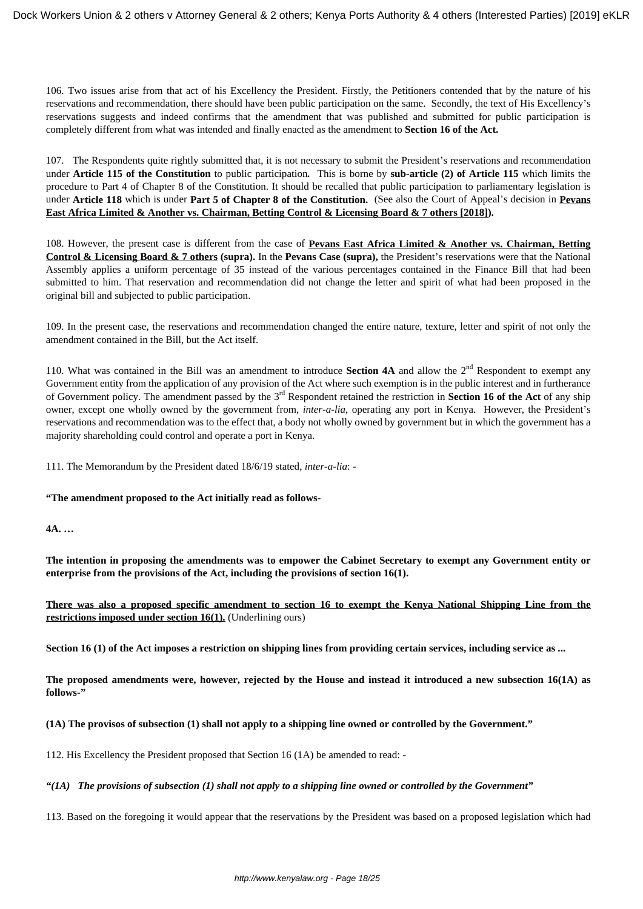106. Two issues arise from that act of his Excellency the President. Firstly, the Petitioners contended that by the nature of his reservations and recommendation, there should have been public participation on the same. Secondly, the text of His Excellency's reservations suggests and indeed confirms that the amendment that was published and submitted for public participation is completely different from what was intended and finally enacted as the amendment to **Section 16 of the Act.**

107. The Respondents quite rightly submitted that, it is not necessary to submit the President's reservations and recommendation under **Article 115 of the Constitution** to public participation. This is borne by **sub-article (2) of Article 115** which limits the procedure to Part 4 of Chapter 8 of the Constitution. It should be recalled that public participation to parliamentary legislation is under **Article 118** which is under **Part 5 of Chapter 8 of the Constitution.** (See also the Court of Appeal's decision in **Pevans East Africa Limited & Another vs. Chairman, Betting Control & Licensing Board & 7 others [2018]).**

108. However, the present case is different from the case of **Pevans East Africa Limited & Another vs. Chairman, Betting Control & Licensing Board & 7 others (supra).** In the **Pevans Case (supra),** the President's reservations were that the National Assembly applies a uniform percentage of 35 instead of the various percentages contained in the Finance Bill that had been submitted to him. That reservation and recommendation did not change the letter and spirit of what had been proposed in the original bill and subjected to public participation.

109. In the present case, the reservations and recommendation changed the entire nature, texture, letter and spirit of not only the amendment contained in the Bill, but the Act itself.

110. What was contained in the Bill was an amendment to introduce **Section 4A** and allow the 2nd Respondent to exempt any Government entity from the application of any provision of the Act where such exemption is in the public interest and in furtherance of Government policy. The amendment passed by the 3rd Respondent retained the restriction in **Section 16 of the Act** of any ship owner, except one wholly owned by the government from, *inter-a-lia*, operating any port in Kenya. However, the President's reservations and recommendation was to the effect that, a body not wholly owned by government but in which the government has a majority shareholding could control and operate a port in Kenya.

111. The Memorandum by the President dated 18/6/19 stated, *inter-a-lia*: -

**"The amendment proposed to the Act initially read as follows-**

**4A. …**

**The intention in proposing the amendments was to empower the Cabinet Secretary to exempt any Government entity or enterprise from the provisions of the Act, including the provisions of section 16(1).**

**There was also a proposed specific amendment to section 16 to exempt the Kenya National Shipping Line from the restrictions imposed under section 16(1).** (Underlining ours)

**Section 16 (1) of the Act imposes a restriction on shipping lines from providing certain services, including service as ...**

**The proposed amendments were, however, rejected by the House and instead it introduced a new subsection 16(1A) as follows-"**

**(1A) The provisos of subsection (1) shall not apply to a shipping line owned or controlled by the Government."**

112. His Excellency the President proposed that Section 16 (1A) be amended to read: -

***"(1A) The provisions of subsection (1) shall not apply to a shipping line owned or controlled by the Government"***

113. Based on the foregoing it would appear that the reservations by the President was based on a proposed legislation which had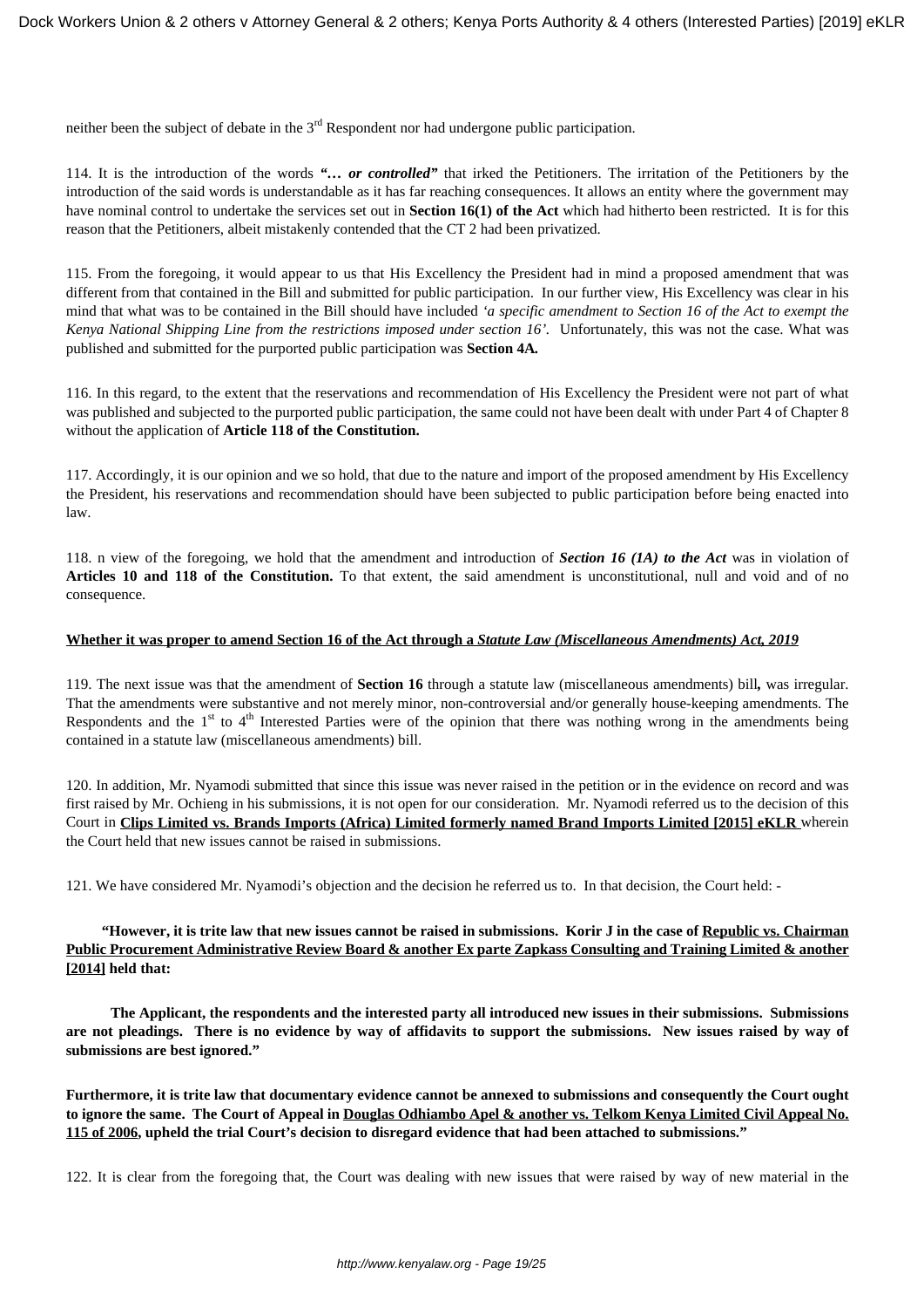neither been the subject of debate in the 3rd Respondent nor had undergone public participation.

114. It is the introduction of the words ***"… or controlled"*** that irked the Petitioners. The irritation of the Petitioners by the introduction of the said words is understandable as it has far reaching consequences. It allows an entity where the government may have nominal control to undertake the services set out in **Section 16(1) of the Act** which had hitherto been restricted. It is for this reason that the Petitioners, albeit mistakenly contended that the CT 2 had been privatized.

115. From the foregoing, it would appear to us that His Excellency the President had in mind a proposed amendment that was different from that contained in the Bill and submitted for public participation. In our further view, His Excellency was clear in his mind that what was to be contained in the Bill should have included *'a specific amendment to Section 16 of the Act to exempt the Kenya National Shipping Line from the restrictions imposed under section 16'*. Unfortunately, this was not the case. What was published and submitted for the purported public participation was **Section 4A.**

116. In this regard, to the extent that the reservations and recommendation of His Excellency the President were not part of what was published and subjected to the purported public participation, the same could not have been dealt with under Part 4 of Chapter 8 without the application of **Article 118 of the Constitution.**

117. Accordingly, it is our opinion and we so hold, that due to the nature and import of the proposed amendment by His Excellency the President, his reservations and recommendation should have been subjected to public participation before being enacted into law.

118. n view of the foregoing, we hold that the amendment and introduction of ***Section 16 (1A) to the Act*** was in violation of **Articles 10 and 118 of the Constitution.** To that extent, the said amendment is unconstitutional, null and void and of no consequence.

**Whether it was proper to amend Section 16 of the Act through a *Statute Law (Miscellaneous Amendments) Act, 2019***

119. The next issue was that the amendment of **Section 16** through a statute law (miscellaneous amendments) bill**,** was irregular. That the amendments were substantive and not merely minor, non-controversial and/or generally house-keeping amendments. The Respondents and the 1st to 4th Interested Parties were of the opinion that there was nothing wrong in the amendments being contained in a statute law (miscellaneous amendments) bill.

120. In addition, Mr. Nyamodi submitted that since this issue was never raised in the petition or in the evidence on record and was first raised by Mr. Ochieng in his submissions, it is not open for our consideration. Mr. Nyamodi referred us to the decision of this Court in **Clips Limited vs. Brands Imports (Africa) Limited formerly named Brand Imports Limited [2015] eKLR** wherein the Court held that new issues cannot be raised in submissions.

121. We have considered Mr. Nyamodi's objection and the decision he referred us to. In that decision, the Court held: -

> **"However, it is trite law that new issues cannot be raised in submissions. Korir J in the case of Republic vs. Chairman Public Procurement Administrative Review Board & another Ex parte Zapkass Consulting and Training Limited & another [2014] held that:**
>
> **The Applicant, the respondents and the interested party all introduced new issues in their submissions. Submissions are not pleadings. There is no evidence by way of affidavits to support the submissions. New issues raised by way of submissions are best ignored."**
>
> **Furthermore, it is trite law that documentary evidence cannot be annexed to submissions and consequently the Court ought to ignore the same. The Court of Appeal in Douglas Odhiambo Apel & another vs. Telkom Kenya Limited Civil Appeal No. 115 of 2006, upheld the trial Court's decision to disregard evidence that had been attached to submissions."**

122. It is clear from the foregoing that, the Court was dealing with new issues that were raised by way of new material in the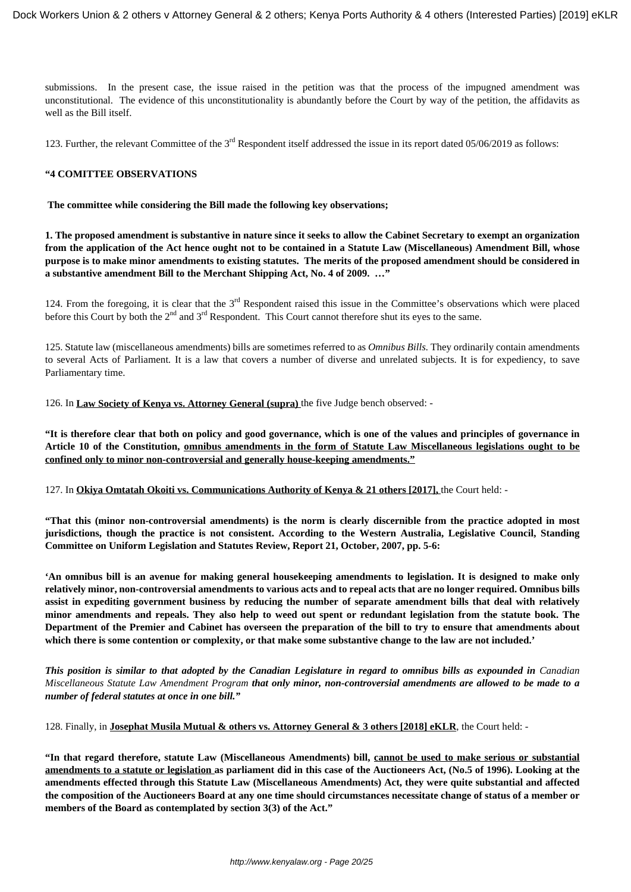submissions. In the present case, the issue raised in the petition was that the process of the impugned amendment was unconstitutional. The evidence of this unconstitutionality is abundantly before the Court by way of the petition, the affidavits as well as the Bill itself.

123. Further, the relevant Committee of the 3rd Respondent itself addressed the issue in its report dated 05/06/2019 as follows:

**"4 COMITTEE OBSERVATIONS**

**The committee while considering the Bill made the following key observations;**

**1. The proposed amendment is substantive in nature since it seeks to allow the Cabinet Secretary to exempt an organization from the application of the Act hence ought not to be contained in a Statute Law (Miscellaneous) Amendment Bill, whose purpose is to make minor amendments to existing statutes. The merits of the proposed amendment should be considered in a substantive amendment Bill to the Merchant Shipping Act, No. 4 of 2009. …"**

124. From the foregoing, it is clear that the 3rd Respondent raised this issue in the Committee's observations which were placed before this Court by both the 2nd and 3rd Respondent. This Court cannot therefore shut its eyes to the same.

125. Statute law (miscellaneous amendments) bills are sometimes referred to as *Omnibus Bills.* They ordinarily contain amendments to several Acts of Parliament. It is a law that covers a number of diverse and unrelated subjects. It is for expediency, to save Parliamentary time.

126. In **Law Society of Kenya vs. Attorney General (supra)** the five Judge bench observed: -

**"It is therefore clear that both on policy and good governance, which is one of the values and principles of governance in Article 10 of the Constitution, omnibus amendments in the form of Statute Law Miscellaneous legislations ought to be confined only to minor non-controversial and generally house-keeping amendments."**

127. In **Okiya Omtatah Okoiti vs. Communications Authority of Kenya & 21 others [2017],** the Court held: -

**"That this (minor non-controversial amendments) is the norm is clearly discernible from the practice adopted in most jurisdictions, though the practice is not consistent. According to the Western Australia, Legislative Council, Standing Committee on Uniform Legislation and Statutes Review, Report 21, October, 2007, pp. 5-6:**

**'An omnibus bill is an avenue for making general housekeeping amendments to legislation. It is designed to make only relatively minor, non-controversial amendments to various acts and to repeal acts that are no longer required. Omnibus bills assist in expediting government business by reducing the number of separate amendment bills that deal with relatively minor amendments and repeals. They also help to weed out spent or redundant legislation from the statute book. The Department of the Premier and Cabinet has overseen the preparation of the bill to try to ensure that amendments about which there is some contention or complexity, or that make some substantive change to the law are not included.'**

***This position is similar to that adopted by the Canadian Legislature in regard to omnibus bills as expounded in*** *Canadian Miscellaneous Statute Law Amendment Program* ***that only minor, non-controversial amendments are allowed to be made to a number of federal statutes at once in one bill."***

128. Finally, in **Josephat Musila Mutual & others vs. Attorney General & 3 others [2018] eKLR**, the Court held: -

**"In that regard therefore, statute Law (Miscellaneous Amendments) bill, cannot be used to make serious or substantial amendments to a statute or legislation as parliament did in this case of the Auctioneers Act, (No.5 of 1996). Looking at the amendments effected through this Statute Law (Miscellaneous Amendments) Act, they were quite substantial and affected the composition of the Auctioneers Board at any one time should circumstances necessitate change of status of a member or members of the Board as contemplated by section 3(3) of the Act."**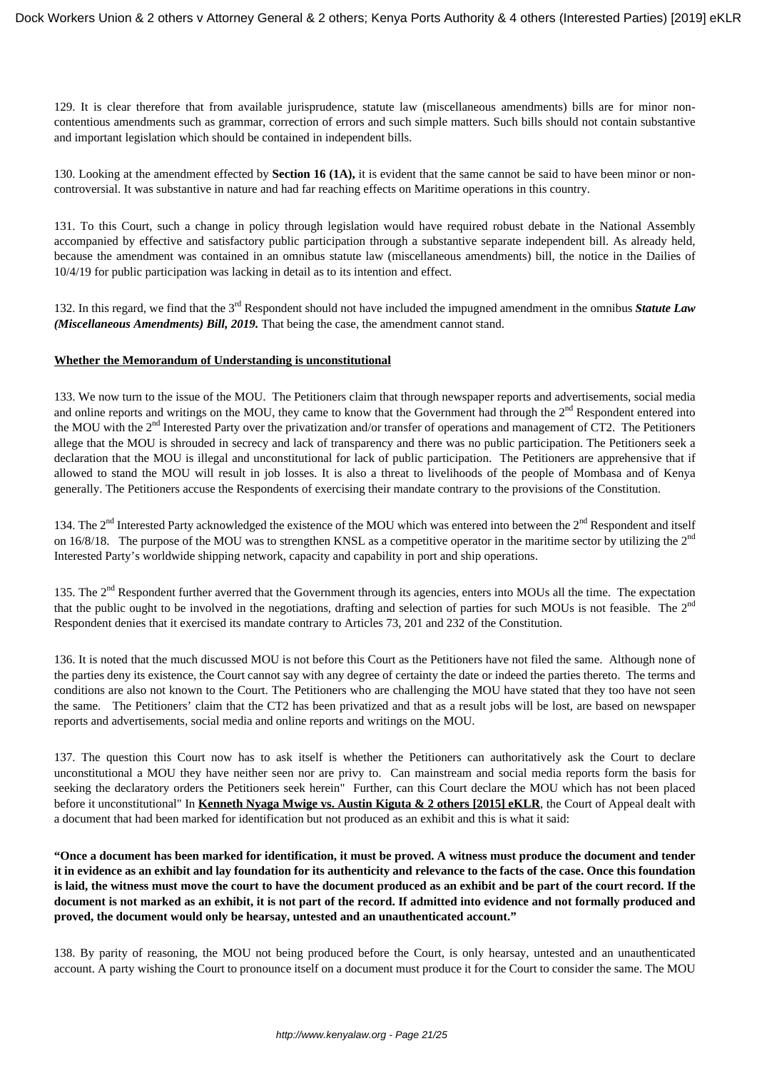129. It is clear therefore that from available jurisprudence, statute law (miscellaneous amendments) bills are for minor non-contentious amendments such as grammar, correction of errors and such simple matters. Such bills should not contain substantive and important legislation which should be contained in independent bills.

130. Looking at the amendment effected by **Section 16 (1A),** it is evident that the same cannot be said to have been minor or non-controversial. It was substantive in nature and had far reaching effects on Maritime operations in this country.

131. To this Court, such a change in policy through legislation would have required robust debate in the National Assembly accompanied by effective and satisfactory public participation through a substantive separate independent bill. As already held, because the amendment was contained in an omnibus statute law (miscellaneous amendments) bill, the notice in the Dailies of 10/4/19 for public participation was lacking in detail as to its intention and effect.

132. In this regard, we find that the 3rd Respondent should not have included the impugned amendment in the omnibus ***Statute Law (Miscellaneous Amendments) Bill, 2019.*** That being the case, the amendment cannot stand.

**Whether the Memorandum of Understanding is unconstitutional**

133. We now turn to the issue of the MOU. The Petitioners claim that through newspaper reports and advertisements, social media and online reports and writings on the MOU, they came to know that the Government had through the 2nd Respondent entered into the MOU with the 2nd Interested Party over the privatization and/or transfer of operations and management of CT2. The Petitioners allege that the MOU is shrouded in secrecy and lack of transparency and there was no public participation. The Petitioners seek a declaration that the MOU is illegal and unconstitutional for lack of public participation. The Petitioners are apprehensive that if allowed to stand the MOU will result in job losses. It is also a threat to livelihoods of the people of Mombasa and of Kenya generally. The Petitioners accuse the Respondents of exercising their mandate contrary to the provisions of the Constitution.

134. The 2nd Interested Party acknowledged the existence of the MOU which was entered into between the 2nd Respondent and itself on 16/8/18. The purpose of the MOU was to strengthen KNSL as a competitive operator in the maritime sector by utilizing the 2nd Interested Party's worldwide shipping network, capacity and capability in port and ship operations.

135. The 2nd Respondent further averred that the Government through its agencies, enters into MOUs all the time. The expectation that the public ought to be involved in the negotiations, drafting and selection of parties for such MOUs is not feasible. The 2nd Respondent denies that it exercised its mandate contrary to Articles 73, 201 and 232 of the Constitution.

136. It is noted that the much discussed MOU is not before this Court as the Petitioners have not filed the same. Although none of the parties deny its existence, the Court cannot say with any degree of certainty the date or indeed the parties thereto. The terms and conditions are also not known to the Court. The Petitioners who are challenging the MOU have stated that they too have not seen the same. The Petitioners' claim that the CT2 has been privatized and that as a result jobs will be lost, are based on newspaper reports and advertisements, social media and online reports and writings on the MOU.

137. The question this Court now has to ask itself is whether the Petitioners can authoritatively ask the Court to declare unconstitutional a MOU they have neither seen nor are privy to. Can mainstream and social media reports form the basis for seeking the declaratory orders the Petitioners seek herein" Further, can this Court declare the MOU which has not been placed before it unconstitutional" In **Kenneth Nyaga Mwige vs. Austin Kiguta & 2 others [2015] eKLR**, the Court of Appeal dealt with a document that had been marked for identification but not produced as an exhibit and this is what it said:

**"Once a document has been marked for identification, it must be proved. A witness must produce the document and tender it in evidence as an exhibit and lay foundation for its authenticity and relevance to the facts of the case. Once this foundation is laid, the witness must move the court to have the document produced as an exhibit and be part of the court record. If the document is not marked as an exhibit, it is not part of the record. If admitted into evidence and not formally produced and proved, the document would only be hearsay, untested and an unauthenticated account."**

138. By parity of reasoning, the MOU not being produced before the Court, is only hearsay, untested and an unauthenticated account. A party wishing the Court to pronounce itself on a document must produce it for the Court to consider the same. The MOU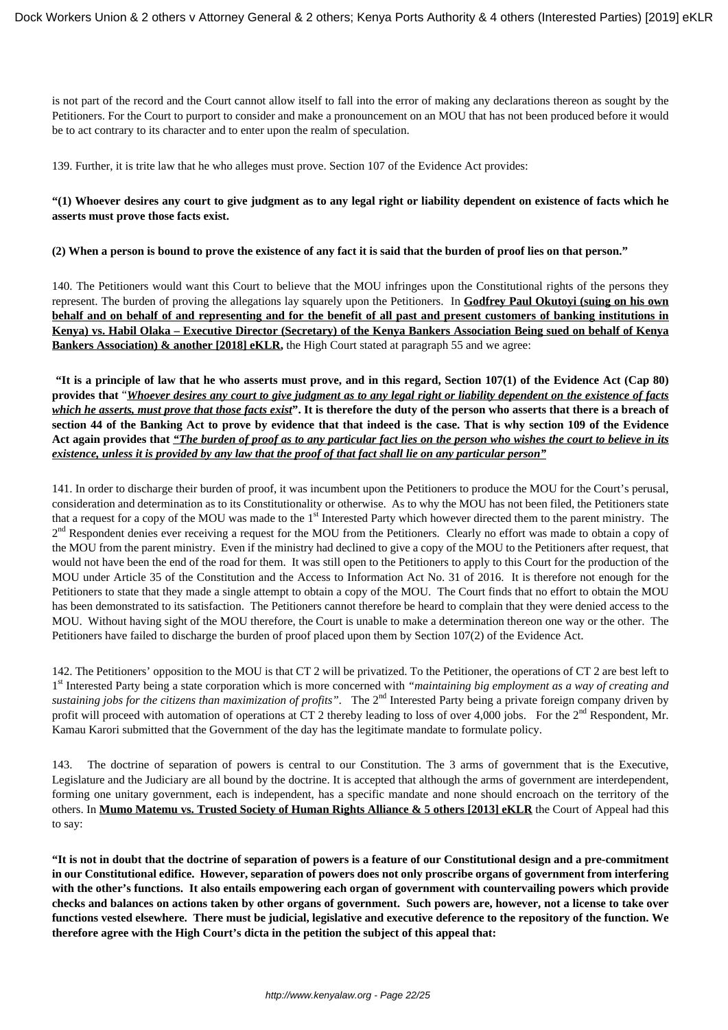is not part of the record and the Court cannot allow itself to fall into the error of making any declarations thereon as sought by the Petitioners. For the Court to purport to consider and make a pronouncement on an MOU that has not been produced before it would be to act contrary to its character and to enter upon the realm of speculation.

139. Further, it is trite law that he who alleges must prove. Section 107 of the Evidence Act provides:

**"(1) Whoever desires any court to give judgment as to any legal right or liability dependent on existence of facts which he asserts must prove those facts exist.**

**(2) When a person is bound to prove the existence of any fact it is said that the burden of proof lies on that person."**

140. The Petitioners would want this Court to believe that the MOU infringes upon the Constitutional rights of the persons they represent. The burden of proving the allegations lay squarely upon the Petitioners. In **Godfrey Paul Okutoyi (suing on his own behalf and on behalf of and representing and for the benefit of all past and present customers of banking institutions in Kenya) vs. Habil Olaka – Executive Director (Secretary) of the Kenya Bankers Association Being sued on behalf of Kenya Bankers Association) & another [2018] eKLR,** the High Court stated at paragraph 55 and we agree:

**"It is a principle of law that he who asserts must prove, and in this regard, Section 107(1) of the Evidence Act (Cap 80) provides that** "***Whoever desires any court to give judgment as to any legal right or liability dependent on the existence of facts which he asserts, must prove that those facts exist*****". It is therefore the duty of the person who asserts that there is a breach of section 44 of the Banking Act to prove by evidence that that indeed is the case. That is why section 109 of the Evidence Act again provides that** ***"The burden of proof as to any particular fact lies on the person who wishes the court to believe in its existence, unless it is provided by any law that the proof of that fact shall lie on any particular person"***

141. In order to discharge their burden of proof, it was incumbent upon the Petitioners to produce the MOU for the Court's perusal, consideration and determination as to its Constitutionality or otherwise. As to why the MOU has not been filed, the Petitioners state that a request for a copy of the MOU was made to the 1st Interested Party which however directed them to the parent ministry. The 2nd Respondent denies ever receiving a request for the MOU from the Petitioners. Clearly no effort was made to obtain a copy of the MOU from the parent ministry. Even if the ministry had declined to give a copy of the MOU to the Petitioners after request, that would not have been the end of the road for them. It was still open to the Petitioners to apply to this Court for the production of the MOU under Article 35 of the Constitution and the Access to Information Act No. 31 of 2016. It is therefore not enough for the Petitioners to state that they made a single attempt to obtain a copy of the MOU. The Court finds that no effort to obtain the MOU has been demonstrated to its satisfaction. The Petitioners cannot therefore be heard to complain that they were denied access to the MOU. Without having sight of the MOU therefore, the Court is unable to make a determination thereon one way or the other. The Petitioners have failed to discharge the burden of proof placed upon them by Section 107(2) of the Evidence Act.

142. The Petitioners' opposition to the MOU is that CT 2 will be privatized. To the Petitioner, the operations of CT 2 are best left to 1st Interested Party being a state corporation which is more concerned with *"maintaining big employment as a way of creating and sustaining jobs for the citizens than maximization of profits"*. The 2nd Interested Party being a private foreign company driven by profit will proceed with automation of operations at CT 2 thereby leading to loss of over 4,000 jobs. For the 2nd Respondent, Mr. Kamau Karori submitted that the Government of the day has the legitimate mandate to formulate policy.

143. The doctrine of separation of powers is central to our Constitution. The 3 arms of government that is the Executive, Legislature and the Judiciary are all bound by the doctrine. It is accepted that although the arms of government are interdependent, forming one unitary government, each is independent, has a specific mandate and none should encroach on the territory of the others. In **Mumo Matemu vs. Trusted Society of Human Rights Alliance & 5 others [2013] eKLR** the Court of Appeal had this to say:

**"It is not in doubt that the doctrine of separation of powers is a feature of our Constitutional design and a pre-commitment in our Constitutional edifice. However, separation of powers does not only proscribe organs of government from interfering with the other's functions. It also entails empowering each organ of government with countervailing powers which provide checks and balances on actions taken by other organs of government. Such powers are, however, not a license to take over functions vested elsewhere. There must be judicial, legislative and executive deference to the repository of the function. We therefore agree with the High Court's dicta in the petition the subject of this appeal that:**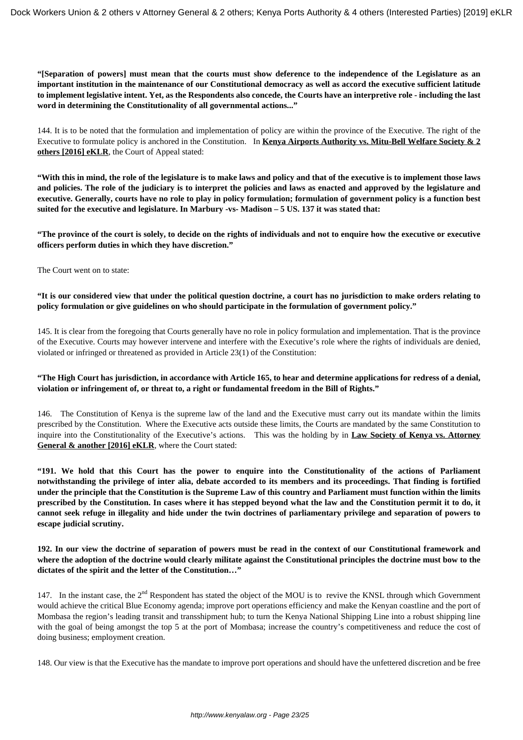**"[Separation of powers] must mean that the courts must show deference to the independence of the Legislature as an important institution in the maintenance of our Constitutional democracy as well as accord the executive sufficient latitude to implement legislative intent. Yet, as the Respondents also concede, the Courts have an interpretive role - including the last word in determining the Constitutionality of all governmental actions..."**

144. It is to be noted that the formulation and implementation of policy are within the province of the Executive. The right of the Executive to formulate policy is anchored in the Constitution. In **Kenya Airports Authority vs. Mitu-Bell Welfare Society & 2 others [2016] eKLR**, the Court of Appeal stated:

**"With this in mind, the role of the legislature is to make laws and policy and that of the executive is to implement those laws and policies. The role of the judiciary is to interpret the policies and laws as enacted and approved by the legislature and executive. Generally, courts have no role to play in policy formulation; formulation of government policy is a function best suited for the executive and legislature. In Marbury -vs- Madison – 5 US. 137 it was stated that:**

**"The province of the court is solely, to decide on the rights of individuals and not to enquire how the executive or executive officers perform duties in which they have discretion."**

The Court went on to state:

**"It is our considered view that under the political question doctrine, a court has no jurisdiction to make orders relating to policy formulation or give guidelines on who should participate in the formulation of government policy."**

145. It is clear from the foregoing that Courts generally have no role in policy formulation and implementation. That is the province of the Executive. Courts may however intervene and interfere with the Executive's role where the rights of individuals are denied, violated or infringed or threatened as provided in Article 23(1) of the Constitution:

**"The High Court has jurisdiction, in accordance with Article 165, to hear and determine applications for redress of a denial, violation or infringement of, or threat to, a right or fundamental freedom in the Bill of Rights."**

146. The Constitution of Kenya is the supreme law of the land and the Executive must carry out its mandate within the limits prescribed by the Constitution. Where the Executive acts outside these limits, the Courts are mandated by the same Constitution to inquire into the Constitutionality of the Executive's actions. This was the holding by in **Law Society of Kenya vs. Attorney General & another [2016] eKLR**, where the Court stated:

**"191. We hold that this Court has the power to enquire into the Constitutionality of the actions of Parliament notwithstanding the privilege of inter alia, debate accorded to its members and its proceedings. That finding is fortified under the principle that the Constitution is the Supreme Law of this country and Parliament must function within the limits prescribed by the Constitution. In cases where it has stepped beyond what the law and the Constitution permit it to do, it cannot seek refuge in illegality and hide under the twin doctrines of parliamentary privilege and separation of powers to escape judicial scrutiny.**

**192. In our view the doctrine of separation of powers must be read in the context of our Constitutional framework and where the adoption of the doctrine would clearly militate against the Constitutional principles the doctrine must bow to the dictates of the spirit and the letter of the Constitution…"**

147. In the instant case, the 2nd Respondent has stated the object of the MOU is to revive the KNSL through which Government would achieve the critical Blue Economy agenda; improve port operations efficiency and make the Kenyan coastline and the port of Mombasa the region's leading transit and transshipment hub; to turn the Kenya National Shipping Line into a robust shipping line with the goal of being amongst the top 5 at the port of Mombasa; increase the country's competitiveness and reduce the cost of doing business; employment creation.

148. Our view is that the Executive has the mandate to improve port operations and should have the unfettered discretion and be free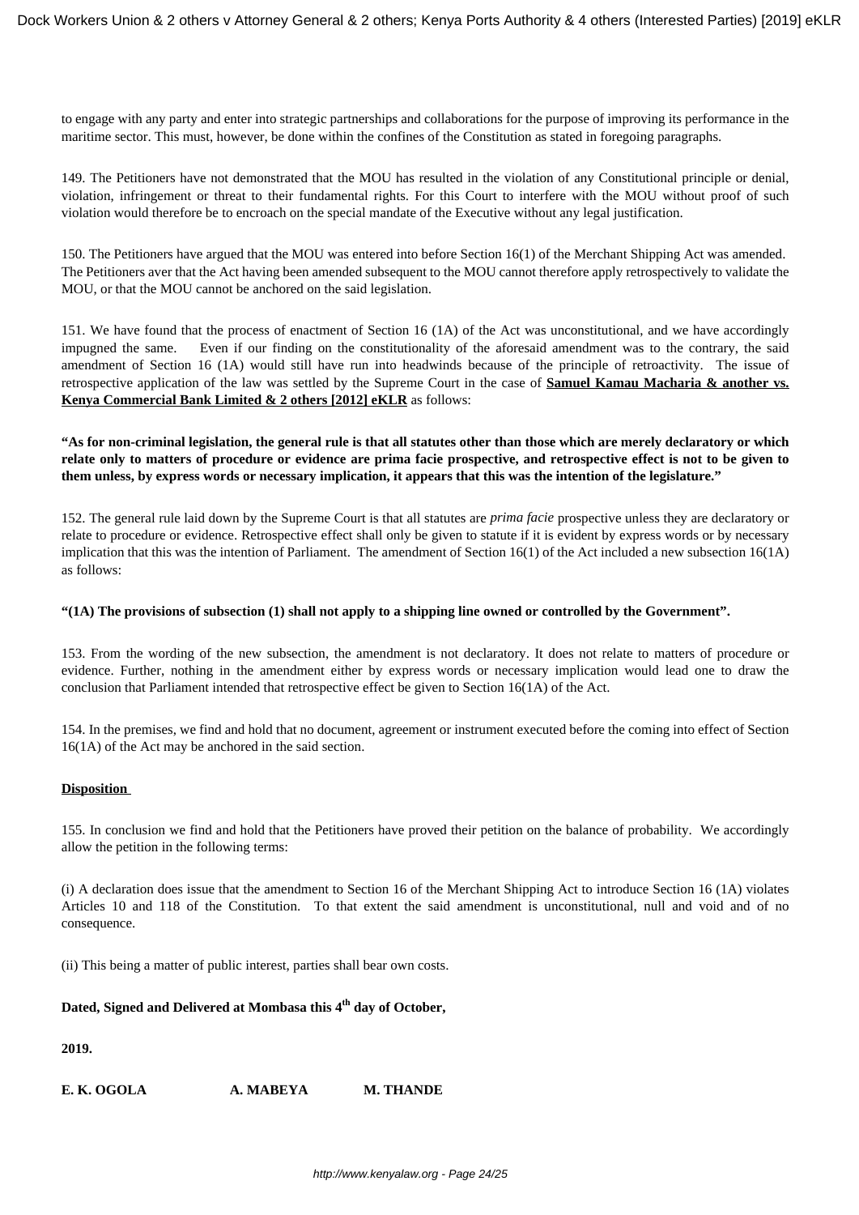to engage with any party and enter into strategic partnerships and collaborations for the purpose of improving its performance in the maritime sector. This must, however, be done within the confines of the Constitution as stated in foregoing paragraphs.

149. The Petitioners have not demonstrated that the MOU has resulted in the violation of any Constitutional principle or denial, violation, infringement or threat to their fundamental rights. For this Court to interfere with the MOU without proof of such violation would therefore be to encroach on the special mandate of the Executive without any legal justification.

150. The Petitioners have argued that the MOU was entered into before Section 16(1) of the Merchant Shipping Act was amended. The Petitioners aver that the Act having been amended subsequent to the MOU cannot therefore apply retrospectively to validate the MOU, or that the MOU cannot be anchored on the said legislation.

151. We have found that the process of enactment of Section 16 (1A) of the Act was unconstitutional, and we have accordingly impugned the same. Even if our finding on the constitutionality of the aforesaid amendment was to the contrary, the said amendment of Section 16 (1A) would still have run into headwinds because of the principle of retroactivity. The issue of retrospective application of the law was settled by the Supreme Court in the case of **Samuel Kamau Macharia & another vs. Kenya Commercial Bank Limited & 2 others [2012] eKLR** as follows:

**"As for non-criminal legislation, the general rule is that all statutes other than those which are merely declaratory or which relate only to matters of procedure or evidence are prima facie prospective, and retrospective effect is not to be given to them unless, by express words or necessary implication, it appears that this was the intention of the legislature."**

152. The general rule laid down by the Supreme Court is that all statutes are *prima facie* prospective unless they are declaratory or relate to procedure or evidence. Retrospective effect shall only be given to statute if it is evident by express words or by necessary implication that this was the intention of Parliament. The amendment of Section 16(1) of the Act included a new subsection 16(1A) as follows:

**"(1A) The provisions of subsection (1) shall not apply to a shipping line owned or controlled by the Government".**

153. From the wording of the new subsection, the amendment is not declaratory. It does not relate to matters of procedure or evidence. Further, nothing in the amendment either by express words or necessary implication would lead one to draw the conclusion that Parliament intended that retrospective effect be given to Section 16(1A) of the Act.

154. In the premises, we find and hold that no document, agreement or instrument executed before the coming into effect of Section 16(1A) of the Act may be anchored in the said section.

**Disposition**

155. In conclusion we find and hold that the Petitioners have proved their petition on the balance of probability. We accordingly allow the petition in the following terms:

(i) A declaration does issue that the amendment to Section 16 of the Merchant Shipping Act to introduce Section 16 (1A) violates Articles 10 and 118 of the Constitution. To that extent the said amendment is unconstitutional, null and void and of no consequence.

(ii) This being a matter of public interest, parties shall bear own costs.

**Dated, Signed and Delivered at Mombasa this 4th day of October,**

**2019.**

**E. K. OGOLA    A. MABEYA    M. THANDE**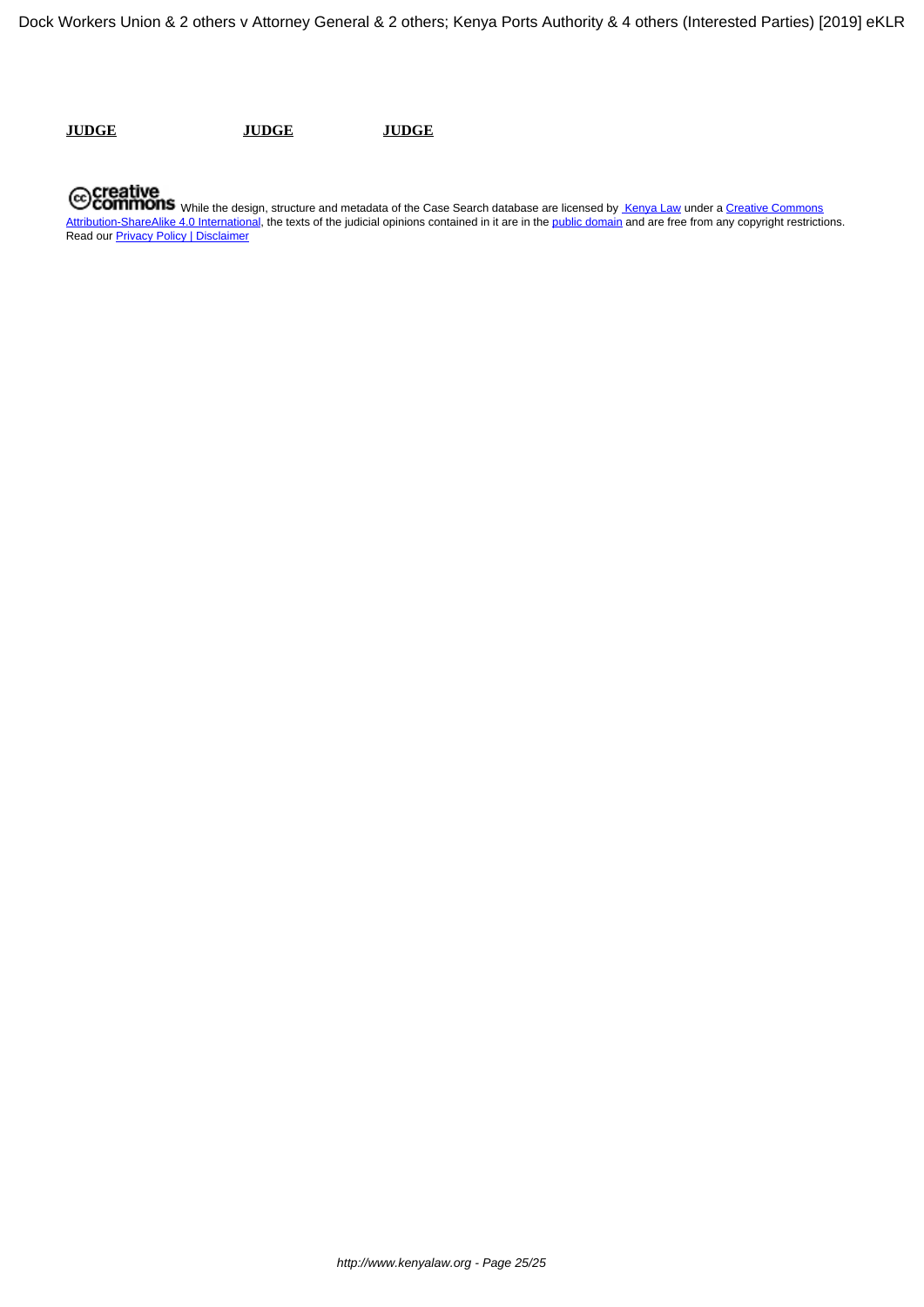**JUDGE** **JUDGE** **JUDGE**

While the design, structure and metadata of the Case Search database are licensed by Kenya Law under a Creative Commons Attribution-ShareAlike 4.0 International, the texts of the judicial opinions contained in it are in the public domain and are free from any copyright restrictions. Read our Privacy Policy | Disclaimer